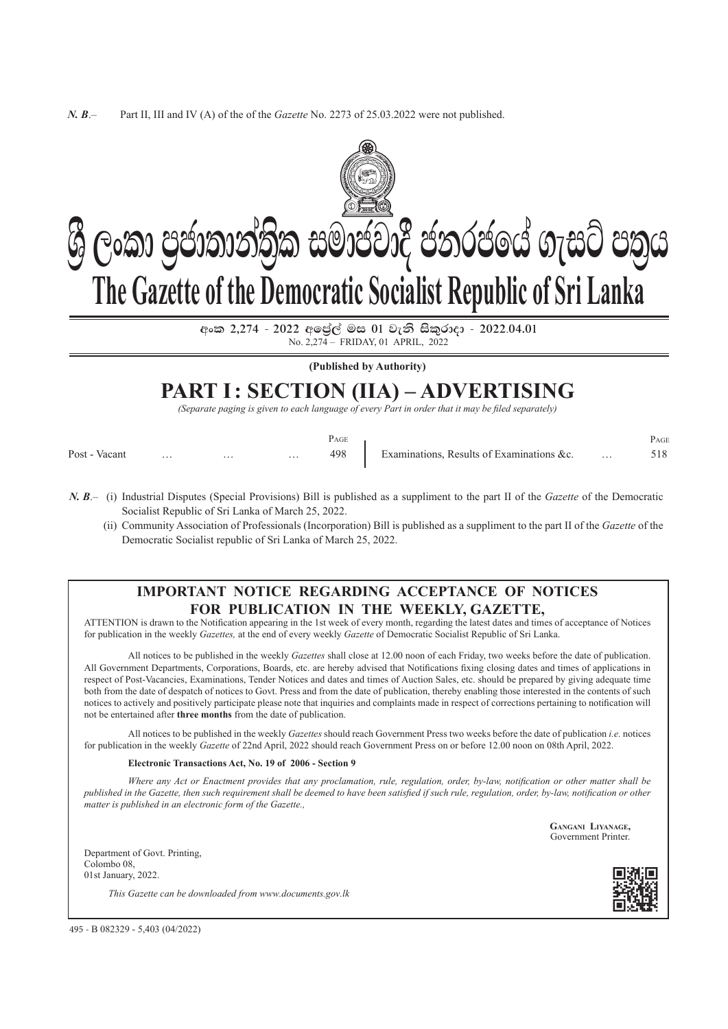***N. B*.–** Part II, III and IV (A) of the of the *Gazette* No. 2273 of 25.03.2022 were not published.

# ශ්‍රී ලංකා ප්‍රජාතාන්ත්‍රික සමාජවාදී ජනරජයේ ගැසට් පත්‍රය
# The Gazette of the Democratic Socialist Republic of Sri Lanka

**අංක 2,274 - 2022 අප්‍රේල් මස 01 වැනි සිකුරාදා - 2022.04.01**
No. 2,274 – FRIDAY, 01 APRIL, 2022

**(Published by Authority)**

## PART I : SECTION (IIA) – ADVERTISING

*(Separate paging is given to each language of every Part in order that it may be filed separately)*

| | Page | | Page |
|---|---|---|---|
| Post - Vacant … … … | 498 | Examinations, Results of Examinations &c. … | 518 |

***N. B*.–** (i) Industrial Disputes (Special Provisions) Bill is published as a suppliment to the part II of the *Gazette* of the Democratic Socialist Republic of Sri Lanka of March 25, 2022.

(ii) Community Association of Professionals (Incorporation) Bill is published as a suppliment to the part II of the *Gazette* of the Democratic Socialist republic of Sri Lanka of March 25, 2022.

### IMPORTANT NOTICE REGARDING ACCEPTANCE OF NOTICES FOR PUBLICATION IN THE WEEKLY, GAZETTE,

ATTENTION is drawn to the Notification appearing in the 1st week of every month, regarding the latest dates and times of acceptance of Notices for publication in the weekly *Gazettes,* at the end of every weekly *Gazette* of Democratic Socialist Republic of Sri Lanka.

All notices to be published in the weekly *Gazettes* shall close at 12.00 noon of each Friday, two weeks before the date of publication. All Government Departments, Corporations, Boards, etc. are hereby advised that Notifications fixing closing dates and times of applications in respect of Post-Vacancies, Examinations, Tender Notices and dates and times of Auction Sales, etc. should be prepared by giving adequate time both from the date of despatch of notices to Govt. Press and from the date of publication, thereby enabling those interested in the contents of such notices to actively and positively participate please note that inquiries and complaints made in respect of corrections pertaining to notification will not be entertained after **three months** from the date of publication.

All notices to be published in the weekly *Gazettes* should reach Government Press two weeks before the date of publication *i.e.* notices for publication in the weekly *Gazette* of 22nd April, 2022 should reach Government Press on or before 12.00 noon on 08th April, 2022.

**Electronic Transactions Act, No. 19 of 2006 - Section 9**

*Where any Act or Enactment provides that any proclamation, rule, regulation, order, by-law, notification or other matter shall be published in the Gazette, then such requirement shall be deemed to have been satisfied if such rule, regulation, order, by-law, notification or other matter is published in an electronic form of the Gazette.,*

Gangani Liyanage,
Government Printer.

Department of Govt. Printing,
Colombo 08,
01st January, 2022.

*This Gazette can be downloaded from www.documents.gov.lk*

495 - B 082329 - 5,403 (04/2022)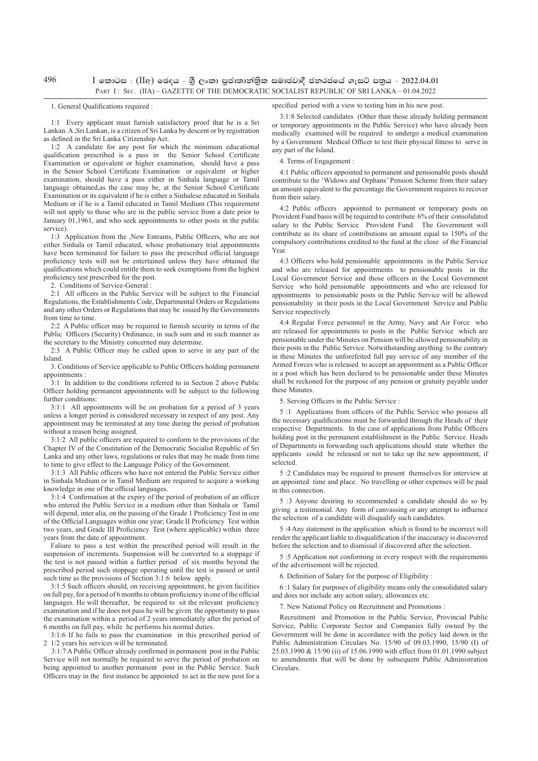1. General Qualifications required :

1:1 Every applicant must furnish satisfactory proof that he is a Sri Lankan. A ,Sri Lankan, is a citizen of Sri Lanka by descent or by registration as defined in the Sri Lanka Citizenship Act.

1:2 A candidate for any post for which the minimum educational qualification prescribed is a pass in the Senior School Certificate Examination or equivalent or higher examination, should have a pass in the Senior School Certificate Examination or equivalent or higher examination, should have a pass either in Sinhala language or Tamil language obtained,as the case may be, at the Senior School Certificate Examination or its equivalent if he is either a Sinhalese educated in Sinhala Medium or if he is a Tamil educated in Tamil Medium (This requirement will not apply to those who are in the public service from a date prior to January 01,1961, and who seek appointments to other posts in the public service).

1:3 Application from the ,New Entrants, Public Officers, who are not either Sinhala or Tamil educated, whose probationary trial appointments have been terminated for failure to pass the prescribed official language proficiency tests will not be entertained unless they have obtained the qualifications which could entitle them to seek exemptions from the highest proficiency test prescribed for the post.

2. Conditions of Service-General :

2:1 All officers in the Public Service will be subject to the Financial Regulations, the Establishments Code, Departmental Orders or Regulations and any other Orders or Regulations that may be issued by the Governments from time to time.

2:2 A Public officer may be required to furnish security in terms of the Public Officers (Security) Ordinance, in such sum and in such manner as the secretary to the Ministry concerned may determine.

2:3 A Public Officer may be called upon to serve in any part of the Island.

3. Conditions of Service applicable to Public Officers holding permanent appointments :

3:1 In addition to the conditions referred to in Section 2 above Public Officer holding permanent appointments will be subject to the following further conditions:

3:1:1 All appointments will be on probation for a period of 3 years unless a longer period is considered necessary in respect of any post. Any appointment may be terminated at any time during the period of probation without a reason being assigned.

3:1:2 All public officers are required to conform to the provisions of the Chapter IV of the Constitution of the Democratic Socialist Republic of Sri Lanka and any other laws, regulations or rules that may be made from time to time to give effect to the Language Policy of the Government.

3:1:3 All Public officers who have not entered the Public Service either in Sinhala Medium or in Tamil Medium are required to acquire a working knowledge in one of the official languages.

3:1:4 Confirmation at the expiry of the period of probation of an officer who entered the Public Service in a medium other than Sinhala or Tamil will depend, inter alia, on the passing of the Grade 1 Proficiency Test in one of the Official Languages within one year; Grade II Proficiency Test within two years, and Grade III Proficiency Test (where applicable) within three years from the date of appointment.

Faliure to pass a test within the prescribed period will result in the suspension of increments. Suspension will be converted to a stoppage if the test is not passed within a further period of six months beyond the prescribed period such stoppage operating until the test is passed or until such time as the provisions of Section 3:1:6 below apply.

3:1:5 Such officers should, on receiving appointment, be given facilities on full pay, for a period of 6 months to obtain proficiency in one of the official languages. He will thereafter, be required to sit the relevant proficiency examination and if he does not pass he will be given the opportunity to pass the examination within a period of 2 years immediately after the period of 6 months on full pay, while he performs his normal duties.

3:1:6 If he fails to pass the examination in this prescribed period of 2 1/2 years his services will be terminated.

3:1:7 A Public Officer already confirmed in permanent post in the Public Service will not normally be required to serve the period of probation on being appointed to another permanent post in the Public Service. Such Officers may in the first instance be appointed to act in the new post for a specified period with a view to testing him in his new post.

3:1:8 Selected candidates (Other than those already holding permanent or temporary appointments in the Public Service) who have already been medically examined will be required to undergo a medical examination by a Government Medical Officer to test their physical fitness to serve in any part of the Island.

4. Terms of Engagement :

4:1 Public officers appointed to permanent and pensionable posts should contribute to the 'Widows and Orphans' Pension Scheme from their salary an amount equivalent to the percentage the Government requires to recover from their salary.

4:2 Public officers appointed to permanent or temporary posts on Provident Fund basis will be required to contribute 6% of their consolidated salary to the Public Service Provident Fund. The Government will contribute as its share of contributions an amount equal to 150% of the compulsory contributions credited to the fund at the close of the Financial Year.

4:3 Officers who hold pensionable appointments in the Public Service and who are released for appointments to pensionable posts in the Local Government Service and those officers in the Local Government Service who hold pensionable appointments and who are released for appointments to pensionable posts in the Public Service will be allowed pensionability in their posts in the Local Government Service and Public Service respectively.

4:4 Regular Force personnel in the Army, Navy and Air Force who are released for appointments to posts in the Public Service which are pensionable under the Minutes on Pension will be allowed pensionability in their posts in the Public Service. Notwithstanding anything to the contrary in these Minutes the unforefeited full pay service of any member of the Armed Forces who is released to accept an appointment as a Public Officer in a post which has been declared to be pensionable under these Minutes shall be reckoned for the purpose of any pension or gratuity payable under these Minutes.

5. Serving Officers in the Public Service :

5 :1 Applications from officers of the Public Service who possess all the necessary qualifications must be forwarded through the Heads of their respective Departments. In the case of applications from Public Officers holding post in the permanent establishment in the Public Service. Heads of Departments in forwarding such applications should state whether the applicants could be released or not to take up the new appointment, if selected.

5 :2 Candidates may be required to present themselves for interview at an appointed time and place. No travelling or other expenses will be paid in this connection.

5 :3 Anyone desiring to recommended a candidate should do so by giving a testimonial. Any form of canvassing or any attempt to influence the selection of a candidate will disqualify such candidates.

5 :4 Any statement in the application which is found to be incorrect will render the applicant liable to disqualification if the inaccuracy is discovered before the selection and to dismissal if discovered after the selection.

5 :5 Application not conforming in every respect with the requirements of the advertisement will be rejected.

6. Definition of Salary for the purpose of Eligibility :

6 :1 Salary for purposes of eligibility means only the consolidated salary and does not include any action salary, allowances etc.

7. New National Policy on Recruitment and Promotions :

Recruitment and Promotion in the Public Service, Provincial Public Service, Public Corporate Sector and Companies fully owned by the Government will be done in accordance with the policy laid down in the Public Administration Circulars No. 15/90 of 09.03.1990, 15/90 (I) of 25.03.1990 & 15/90 (ii) of 15.06.1990 with effect from 01.01.1990 subject to amendments that will be done by subsequent Public Administration Circulars.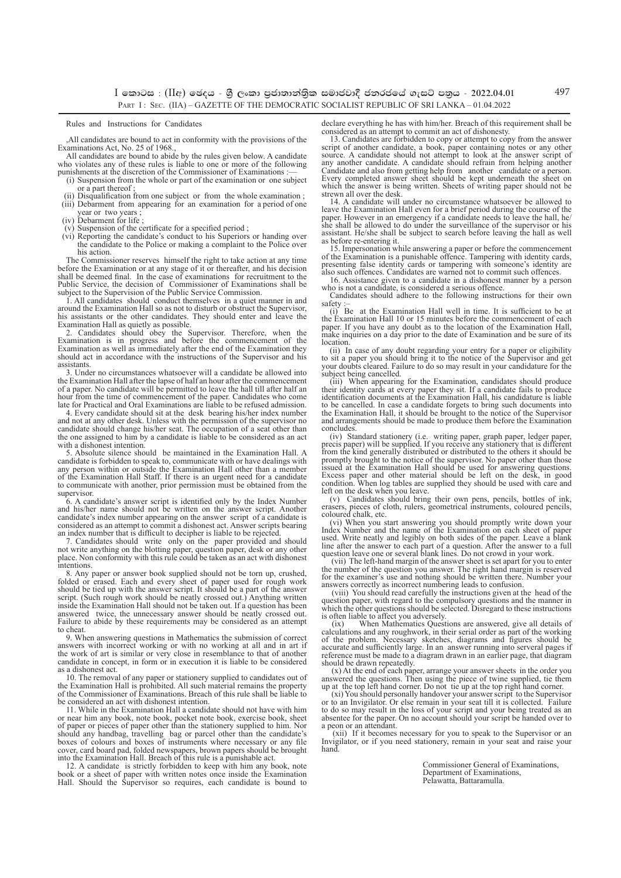Rules and Instructions for Candidates

,All candidates are bound to act in conformity with the provisions of the Examinations Act, No. 25 of 1968.,

All candidates are bound to abide by the rules given below. A candidate who violates any of these rules is liable to one or more of the following punishments at the discretion of the Commissioner of Examinations :—

(i) Suspension from the whole or part of the examination or one subject or a part thereof ;
(ii) Disqualification from one subject or from the whole examination ;
(iii) Debarment from appearing for an examination for a period of one year or two years ;
(iv) Debarment for life ;
(v) Suspension of the certificate for a specified period ;
(vi) Reporting the candidate's conduct to his Superiors or handing over the candidate to the Police or making a complaint to the Police over his action.

The Commissioner reserves himself the right to take action at any time before the Examination or at any stage of it or thereafter, and his decision shall be deemed final. In the case of examinations for recruitment to the Public Service, the decision of Commissioner of Examinations shall be subject to the Supervision of the Public Service Commission.

1. All candidates should conduct themselves in a quiet manner in and around the Examination Hall so as not to disturb or obstruct the Supervisor, his assistants or the other candidates. They should enter and leave the Examination Hall as quietly as possible.

2. Candidates should obey the Supervisor. Therefore, when the Examination is in progress and before the commencement of the Examination as well as immediately after the end of the Examination they should act in accordance with the instructions of the Supervisor and his assistants.

3. Under no circumstances whatsoever will a candidate be allowed into the Examination Hall after the lapse of half an hour after the commencement of a paper. No candidate will be permitted to leave the hall till after half an hour from the time of commencement of the paper. Candidates who come late for Practical and Oral Examinations are liable to be refused admission.

4. Every candidate should sit at the desk bearing his/her index number and not at any other desk. Unless with the permission of the supervisor no candidate should change his/her seat. The occupation of a seat other than the one assigned to him by a candidate is liable to be considered as an act with a dishonest intention.

5. Absolute silence should be maintained in the Examination Hall. A candidate is forbidden to speak to, communicate with or have dealings with any person within or outside the Examination Hall other than a member of the Examination Hall Staff. If there is an urgent need for a candidate to communicate with another, prior permission must be obtained from the supervisor.

6. A candidate's answer script is identified only by the Index Number and his/her name should not be written on the answer script. Another candidate's index number appearing on the answer script of a candidate is considered as an attempt to commit a dishonest act. Answer scripts bearing an index number that is difficult to decipher is liable to be rejected.

7. Candidates should write only on the paper provided and should not write anything on the blotting paper, question paper, desk or any other place. Non conformity with this rule could be taken as an act with dishonest intentions.

8. Any paper or answer book supplied should not be torn up, crushed, folded or erased. Each and every sheet of paper used for rough work should be tied up with the answer script. It should be a part of the answer script. (Such rough work should be neatly crossed out.) Anything written inside the Examination Hall should not be taken out. If a question has been answered twice, the unnecessary answer should be neatly crossed out. Failure to abide by these requirements may be considered as an attempt to cheat.

9. When answering questions in Mathematics the submission of correct answers with incorrect working or with no working at all and in art if the work of art is similar or very close in resemblance to that of another candidate in concept, in form or in execution it is liable to be considered as a dishonest act.

10. The removal of any paper or stationery supplied to candidates out of the Examination Hall is prohibited. All such material remains the property of the Commissioner of Examinations. Breach of this rule shall be liable to be considered an act with dishonest intention.

11. While in the Examination Hall a candidate should not have with him or near him any book, note book, pocket note book, exercise book, sheet of paper or pieces of paper other than the stationery supplied to him. Nor should any handbag, travelling bag or parcel other than the candidate's boxes of colours and boxes of instruments where necessary or any file cover, card board pad, folded newspapers, brown papers should be brought into the Examination Hall. Breach of this rule is a punishable act.

12. A candidate is strictly forbidden to keep with him any book, note book or a sheet of paper with written notes once inside the Examination Hall. Should the Supervisor so requires, each candidate is bound to declare everything he has with him/her. Breach of this requirement shall be considered as an attempt to commit an act of dishonesty.

13. Candidates are forbidden to copy or attempt to copy from the answer script of another candidate, a book, paper containing notes or any other source. A candidate should not attempt to look at the answer script of any another candidate. A candidate should refrain from helping another Candidate and also from getting help from another candidate or a person. Every completed answer sheet should be kept underneath the sheet on which the answer is being written. Sheets of writing paper should not be strewn all over the desk.

14. A candidate will under no circumstance whatsoever be allowed to leave the Examination Hall even for a brief period during the course of the paper. However in an emergency if a candidate needs to leave the hall, he/she shall be allowed to do under the surveillance of the supervisor or his assistant. He/She shall be subject to search before leaving the hall as well as before re-entering it.

15. Impersonation while answering a paper or before the commencement of the Examination is a punishable offence. Tampering with identity cards, presenting false identity cards or tampering with someone's identity are also such offences. Candidates are warned not to commit such offences.

16. Assistance given to a candidate in a dishonest manner by a person who is not a candidate, is considered a serious offence.

Candidates should adhere to the following instructions for their own safety :–

(i) Be at the Examination Hall well in time. It is sufficient to be at the Examination Hall 10 or 15 minutes before the commencement of each paper. If you have any doubt as to the location of the Examination Hall, make inquiries on a day prior to the date of Examination and be sure of its location.

(ii) In case of any doubt regarding your entry for a paper or eligibility to sit a paper you should bring it to the notice of the Supervisor and get your doubts cleared. Failure to do so may result in your candidature for the subject being cancelled.

(iii) When appearing for the Examination, candidates should produce their identity cards at every paper they sit. If a candidate fails to produce identification documents at the Examination Hall, his candidature is liable to be cancelled. In case a candidate forgets to bring such documents into the Examination Hall, it should be brought to the notice of the Supervisor and arrangements should be made to produce them before the Examination concludes.

(iv) Standard stationery (i.e. writing paper, graph paper, ledger paper, precis paper) will be supplied. If you receive any stationery that is different from the kind generally distributed or distributed to the others it should be promptly brought to the notice of the supervisor. No paper other than those issued at the Examination Hall should be used for answering questions. Excess paper and other material should be left on the desk, in good condition. When log tables are supplied they should be used with care and left on the desk when you leave.

(v) Candidates should bring their own pens, pencils, bottles of ink, erasers, pieces of cloth, rulers, geometrical instruments, coloured pencils, coloured chalk, etc.

(vi) When you start answering you should promptly write down your Index Number and the name of the Examination on each sheet of paper used. Write neatly and legibly on both sides of the paper. Leave a blank line after the answer to each part of a question. After the answer to a full question leave one or several blank lines. Do not crowd in your work.

(vii) The left-hand margin of the answer sheet is set apart for you to enter the number of the question you answer. The right hand margin is reserved for the examiner's use and nothing should be written there. Number your answers correctly as incorrect numbering leads to confusion.

(viii) You should read carefully the instructions given at the head of the question paper, with regard to the compulsory questions and the manner in which the other questions should be selected. Disregard to these instructions is often liable to affect you adversely.

(ix) When Mathematics Questions are answered, give all details of calculations and any roughwork, in their serial order as part of the working of the problem. Necessary sketches, diagrams and figures should be accurate and sufficiently large. In an answer running into serveral pages if reference must be made to a diagram drawn in an earlier page, that diagram should be drawn repeatedly.

(x) At the end of each paper, arrange your answer sheets in the order you answered the questions. Then using the piece of twine supplied, tie them up at the top left hand corner. Do not tie up at the top right hand corner.

(xi) You should personally handover your answer script to the Supervisor or to an Invigilator. Or else remain in your seat till it is collected. Failure to do so may result in the loss of your script and your being treated as an absentee for the paper. On no account should your script be handed over to a peon or an attendant.

(xii) If it becomes necessary for you to speak to the Supervisor or an Invigilator, or if you need stationery, remain in your seat and raise your hand.

Commissioner General of Examinations,
Department of Examinations,
Pelawatta, Battaramulla.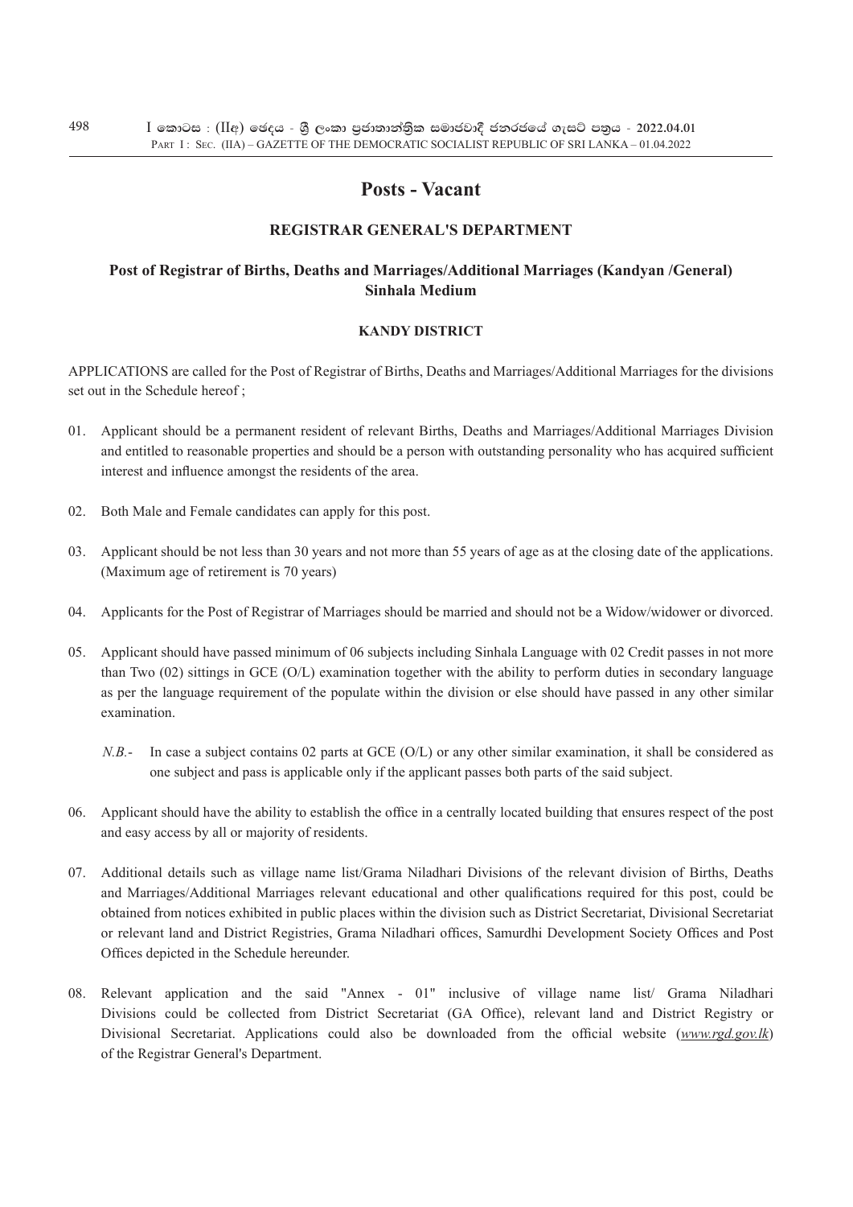# Posts - Vacant

## REGISTRAR GENERAL'S DEPARTMENT

### Post of Registrar of Births, Deaths and Marriages/Additional Marriages (Kandyan /General) Sinhala Medium

#### KANDY DISTRICT

APPLICATIONS are called for the Post of Registrar of Births, Deaths and Marriages/Additional Marriages for the divisions set out in the Schedule hereof ;

01. Applicant should be a permanent resident of relevant Births, Deaths and Marriages/Additional Marriages Division and entitled to reasonable properties and should be a person with outstanding personality who has acquired sufficient interest and influence amongst the residents of the area.

02. Both Male and Female candidates can apply for this post.

03. Applicant should be not less than 30 years and not more than 55 years of age as at the closing date of the applications. (Maximum age of retirement is 70 years)

04. Applicants for the Post of Registrar of Marriages should be married and should not be a Widow/widower or divorced.

05. Applicant should have passed minimum of 06 subjects including Sinhala Language with 02 Credit passes in not more than Two (02) sittings in GCE (O/L) examination together with the ability to perform duties in secondary language as per the language requirement of the populate within the division or else should have passed in any other similar examination.

    *N.B.*- In case a subject contains 02 parts at GCE (O/L) or any other similar examination, it shall be considered as one subject and pass is applicable only if the applicant passes both parts of the said subject.

06. Applicant should have the ability to establish the office in a centrally located building that ensures respect of the post and easy access by all or majority of residents.

07. Additional details such as village name list/Grama Niladhari Divisions of the relevant division of Births, Deaths and Marriages/Additional Marriages relevant educational and other qualifications required for this post, could be obtained from notices exhibited in public places within the division such as District Secretariat, Divisional Secretariat or relevant land and District Registries, Grama Niladhari offices, Samurdhi Development Society Offices and Post Offices depicted in the Schedule hereunder.

08. Relevant application and the said "Annex - 01" inclusive of village name list/ Grama Niladhari Divisions could be collected from District Secretariat (GA Office), relevant land and District Registry or Divisional Secretariat. Applications could also be downloaded from the official website (*www.rgd.gov.lk*) of the Registrar General's Department.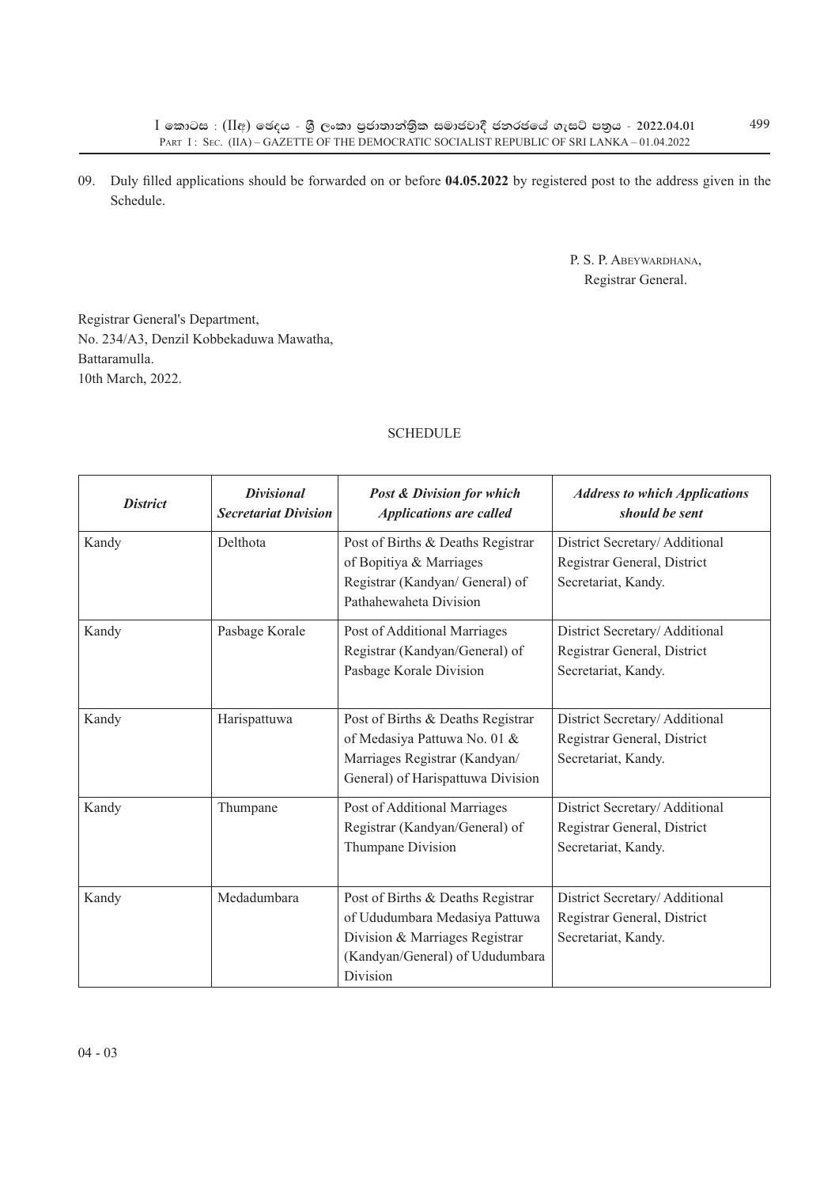09. Duly filled applications should be forwarded on or before **04.05.2022** by registered post to the address given in the Schedule.

P. S. P. Abeywardhana,
Registrar General.

Registrar General's Department,
No. 234/A3, Denzil Kobbekaduwa Mawatha,
Battaramulla.
10th March, 2022.

SCHEDULE

| ***District*** | ***Divisional Secretariat Division*** | ***Post & Division for which Applications are called*** | ***Address to which Applications should be sent*** |
|---|---|---|---|
| Kandy | Delthota | Post of Births & Deaths Registrar of Bopitiya & Marriages Registrar (Kandyan/ General) of Pathahewaheta Division | District Secretary/ Additional Registrar General, District Secretariat, Kandy. |
| Kandy | Pasbage Korale | Post of Additional Marriages Registrar (Kandyan/General) of Pasbage Korale Division | District Secretary/ Additional Registrar General, District Secretariat, Kandy. |
| Kandy | Harispattuwa | Post of Births & Deaths Registrar of Medasiya Pattuwa No. 01 & Marriages Registrar (Kandyan/ General) of Harispattuwa Division | District Secretary/ Additional Registrar General, District Secretariat, Kandy. |
| Kandy | Thumpane | Post of Additional Marriages Registrar (Kandyan/General) of Thumpane Division | District Secretary/ Additional Registrar General, District Secretariat, Kandy. |
| Kandy | Medadumbara | Post of Births & Deaths Registrar of Ududumbara Medasiya Pattuwa Division & Marriages Registrar (Kandyan/General) of Ududumbara Division | District Secretary/ Additional Registrar General, District Secretariat, Kandy. |

04 - 03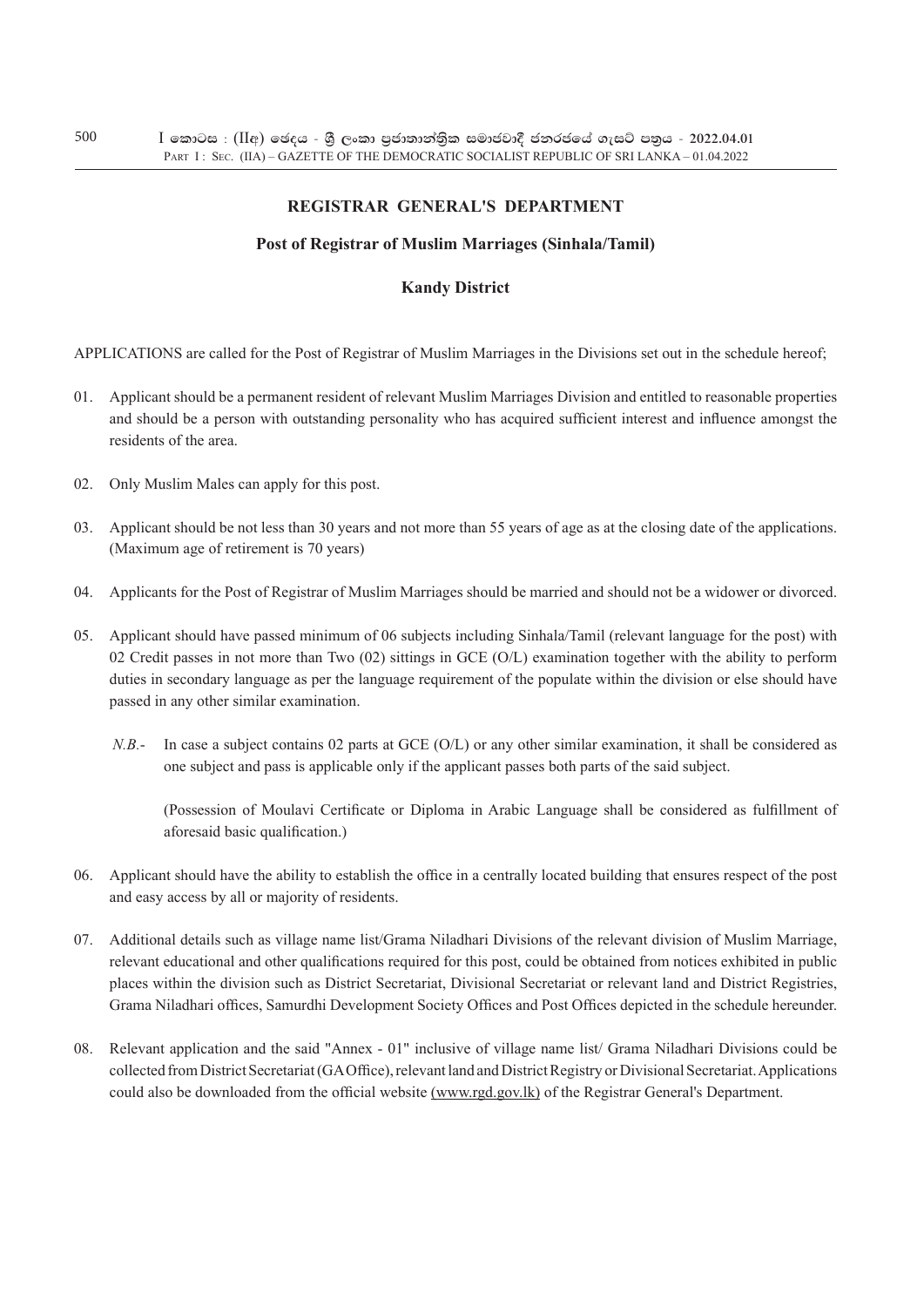## REGISTRAR GENERAL'S DEPARTMENT

### Post of Registrar of Muslim Marriages (Sinhala/Tamil)

### Kandy District

APPLICATIONS are called for the Post of Registrar of Muslim Marriages in the Divisions set out in the schedule hereof;

01. Applicant should be a permanent resident of relevant Muslim Marriages Division and entitled to reasonable properties and should be a person with outstanding personality who has acquired sufficient interest and influence amongst the residents of the area.

02. Only Muslim Males can apply for this post.

03. Applicant should be not less than 30 years and not more than 55 years of age as at the closing date of the applications. (Maximum age of retirement is 70 years)

04. Applicants for the Post of Registrar of Muslim Marriages should be married and should not be a widower or divorced.

05. Applicant should have passed minimum of 06 subjects including Sinhala/Tamil (relevant language for the post) with 02 Credit passes in not more than Two (02) sittings in GCE (O/L) examination together with the ability to perform duties in secondary language as per the language requirement of the populate within the division or else should have passed in any other similar examination.

    *N.B.*- In case a subject contains 02 parts at GCE (O/L) or any other similar examination, it shall be considered as one subject and pass is applicable only if the applicant passes both parts of the said subject.

    (Possession of Moulavi Certificate or Diploma in Arabic Language shall be considered as fulfillment of aforesaid basic qualification.)

06. Applicant should have the ability to establish the office in a centrally located building that ensures respect of the post and easy access by all or majority of residents.

07. Additional details such as village name list/Grama Niladhari Divisions of the relevant division of Muslim Marriage, relevant educational and other qualifications required for this post, could be obtained from notices exhibited in public places within the division such as District Secretariat, Divisional Secretariat or relevant land and District Registries, Grama Niladhari offices, Samurdhi Development Society Offices and Post Offices depicted in the schedule hereunder.

08. Relevant application and the said "Annex - 01" inclusive of village name list/ Grama Niladhari Divisions could be collected from District Secretariat (GA Office), relevant land and District Registry or Divisional Secretariat. Applications could also be downloaded from the official website (www.rgd.gov.lk) of the Registrar General's Department.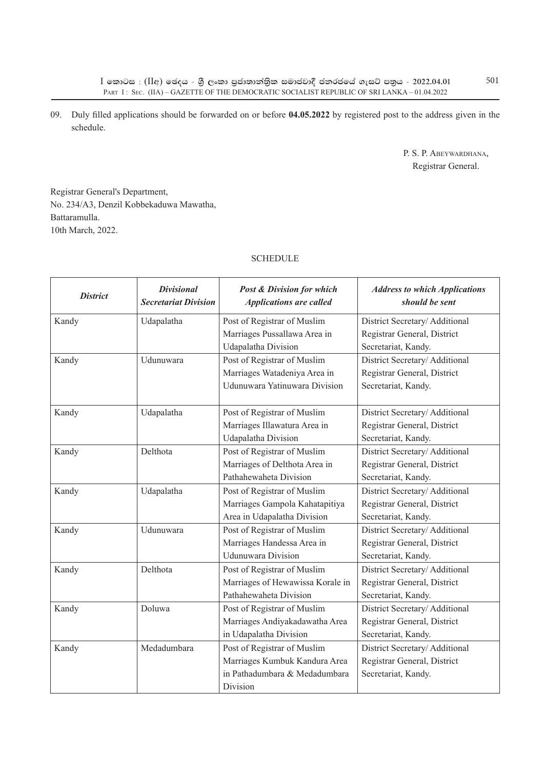09. Duly filled applications should be forwarded on or before **04.05.2022** by registered post to the address given in the schedule.

P. S. P. Abeywardhana,
Registrar General.

Registrar General's Department,
No. 234/A3, Denzil Kobbekaduwa Mawatha,
Battaramulla.
10th March, 2022.

SCHEDULE

| ***District*** | ***Divisional Secretariat Division*** | ***Post & Division for which Applications are called*** | ***Address to which Applications should be sent*** |
|---|---|---|---|
| Kandy | Udapalatha | Post of Registrar of Muslim Marriages Pussallawa Area in Udapalatha Division | District Secretary/ Additional Registrar General, District Secretariat, Kandy. |
| Kandy | Udunuwara | Post of Registrar of Muslim Marriages Watadeniya Area in Udunuwara Yatinuwara Division | District Secretary/ Additional Registrar General, District Secretariat, Kandy. |
| Kandy | Udapalatha | Post of Registrar of Muslim Marriages Illawatura Area in Udapalatha Division | District Secretary/ Additional Registrar General, District Secretariat, Kandy. |
| Kandy | Delthota | Post of Registrar of Muslim Marriages of Delthota Area in Pathahewaheta Division | District Secretary/ Additional Registrar General, District Secretariat, Kandy. |
| Kandy | Udapalatha | Post of Registrar of Muslim Marriages Gampola Kahatapitiya Area in Udapalatha Division | District Secretary/ Additional Registrar General, District Secretariat, Kandy. |
| Kandy | Udunuwara | Post of Registrar of Muslim Marriages Handessa Area in Udunuwara Division | District Secretary/ Additional Registrar General, District Secretariat, Kandy. |
| Kandy | Delthota | Post of Registrar of Muslim Marriages of Hewawissa Korale in Pathahewaheta Division | District Secretary/ Additional Registrar General, District Secretariat, Kandy. |
| Kandy | Doluwa | Post of Registrar of Muslim Marriages Andiyakadawatha Area in Udapalatha Division | District Secretary/ Additional Registrar General, District Secretariat, Kandy. |
| Kandy | Medadumbara | Post of Registrar of Muslim Marriages Kumbuk Kandura Area in Pathadumbara & Medadumbara Division | District Secretary/ Additional Registrar General, District Secretariat, Kandy. |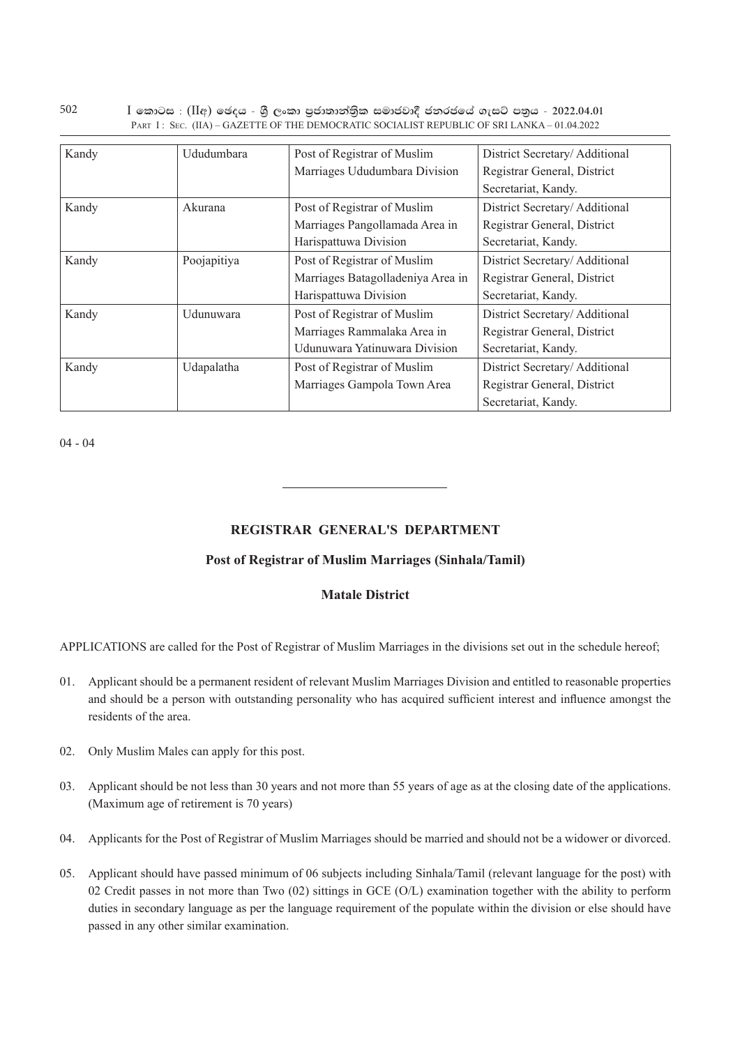| Kandy | Ududumbara | Post of Registrar of Muslim Marriages Ududumbara Division | District Secretary/ Additional Registrar General, District Secretariat, Kandy. |
|---|---|---|---|
| Kandy | Akurana | Post of Registrar of Muslim Marriages Pangollamada Area in Harispattuwa Division | District Secretary/ Additional Registrar General, District Secretariat, Kandy. |
| Kandy | Poojapitiya | Post of Registrar of Muslim Marriages Batagolladeniya Area in Harispattuwa Division | District Secretary/ Additional Registrar General, District Secretariat, Kandy. |
| Kandy | Udunuwara | Post of Registrar of Muslim Marriages Rammalaka Area in Udunuwara Yatinuwara Division | District Secretary/ Additional Registrar General, District Secretariat, Kandy. |
| Kandy | Udapalatha | Post of Registrar of Muslim Marriages Gampola Town Area | District Secretary/ Additional Registrar General, District Secretariat, Kandy. |

04 - 04

---

## REGISTRAR GENERAL'S DEPARTMENT

### Post of Registrar of Muslim Marriages (Sinhala/Tamil)

### Matale District

APPLICATIONS are called for the Post of Registrar of Muslim Marriages in the divisions set out in the schedule hereof;

01. Applicant should be a permanent resident of relevant Muslim Marriages Division and entitled to reasonable properties and should be a person with outstanding personality who has acquired sufficient interest and influence amongst the residents of the area.

02. Only Muslim Males can apply for this post.

03. Applicant should be not less than 30 years and not more than 55 years of age as at the closing date of the applications. (Maximum age of retirement is 70 years)

04. Applicants for the Post of Registrar of Muslim Marriages should be married and should not be a widower or divorced.

05. Applicant should have passed minimum of 06 subjects including Sinhala/Tamil (relevant language for the post) with 02 Credit passes in not more than Two (02) sittings in GCE (O/L) examination together with the ability to perform duties in secondary language as per the language requirement of the populate within the division or else should have passed in any other similar examination.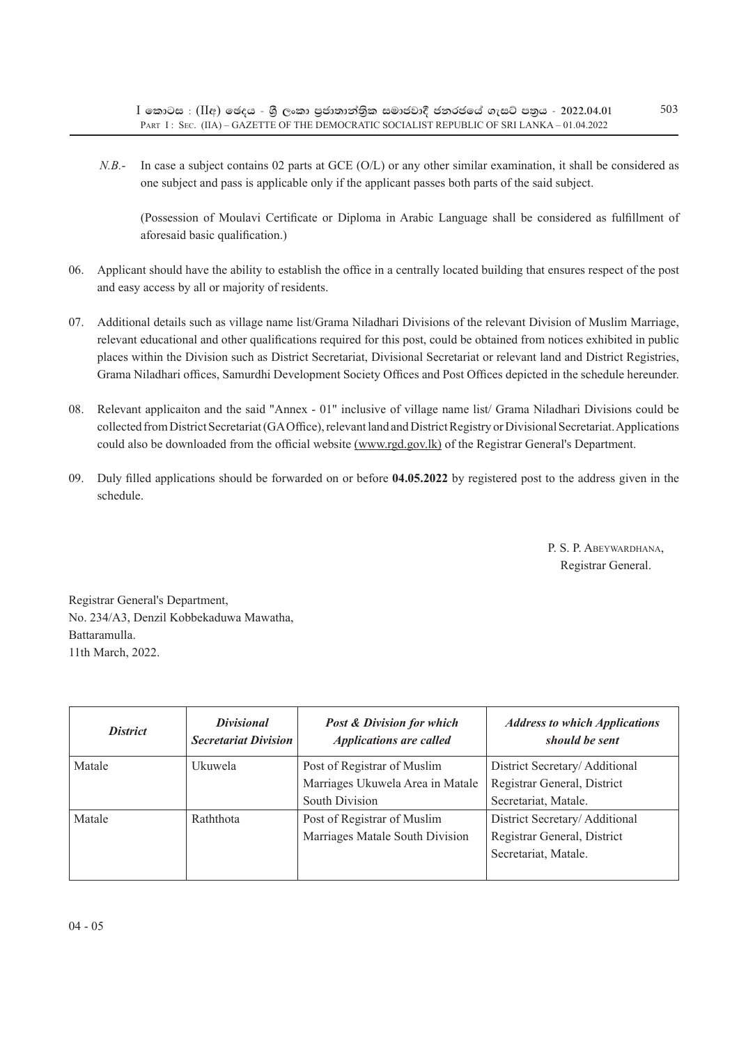*N.B.*- In case a subject contains 02 parts at GCE (O/L) or any other similar examination, it shall be considered as one subject and pass is applicable only if the applicant passes both parts of the said subject.

(Possession of Moulavi Certificate or Diploma in Arabic Language shall be considered as fulfillment of aforesaid basic qualification.)

06. Applicant should have the ability to establish the office in a centrally located building that ensures respect of the post and easy access by all or majority of residents.

07. Additional details such as village name list/Grama Niladhari Divisions of the relevant Division of Muslim Marriage, relevant educational and other qualifications required for this post, could be obtained from notices exhibited in public places within the Division such as District Secretariat, Divisional Secretariat or relevant land and District Registries, Grama Niladhari offices, Samurdhi Development Society Offices and Post Offices depicted in the schedule hereunder.

08. Relevant applicaiton and the said "Annex - 01" inclusive of village name list/ Grama Niladhari Divisions could be collected from District Secretariat (GA Office), relevant land and District Registry or Divisional Secretariat. Applications could also be downloaded from the official website (www.rgd.gov.lk) of the Registrar General's Department.

09. Duly filled applications should be forwarded on or before **04.05.2022** by registered post to the address given in the schedule.

P. S. P. Abeywardhana,
Registrar General.

Registrar General's Department,
No. 234/A3, Denzil Kobbekaduwa Mawatha,
Battaramulla.
11th March, 2022.

| *District* | *Divisional Secretariat Division* | *Post & Division for which Applications are called* | *Address to which Applications should be sent* |
|---|---|---|---|
| Matale | Ukuwela | Post of Registrar of Muslim Marriages Ukuwela Area in Matale South Division | District Secretary/ Additional Registrar General, District Secretariat, Matale. |
| Matale | Raththota | Post of Registrar of Muslim Marriages Matale South Division | District Secretary/ Additional Registrar General, District Secretariat, Matale. |

04 - 05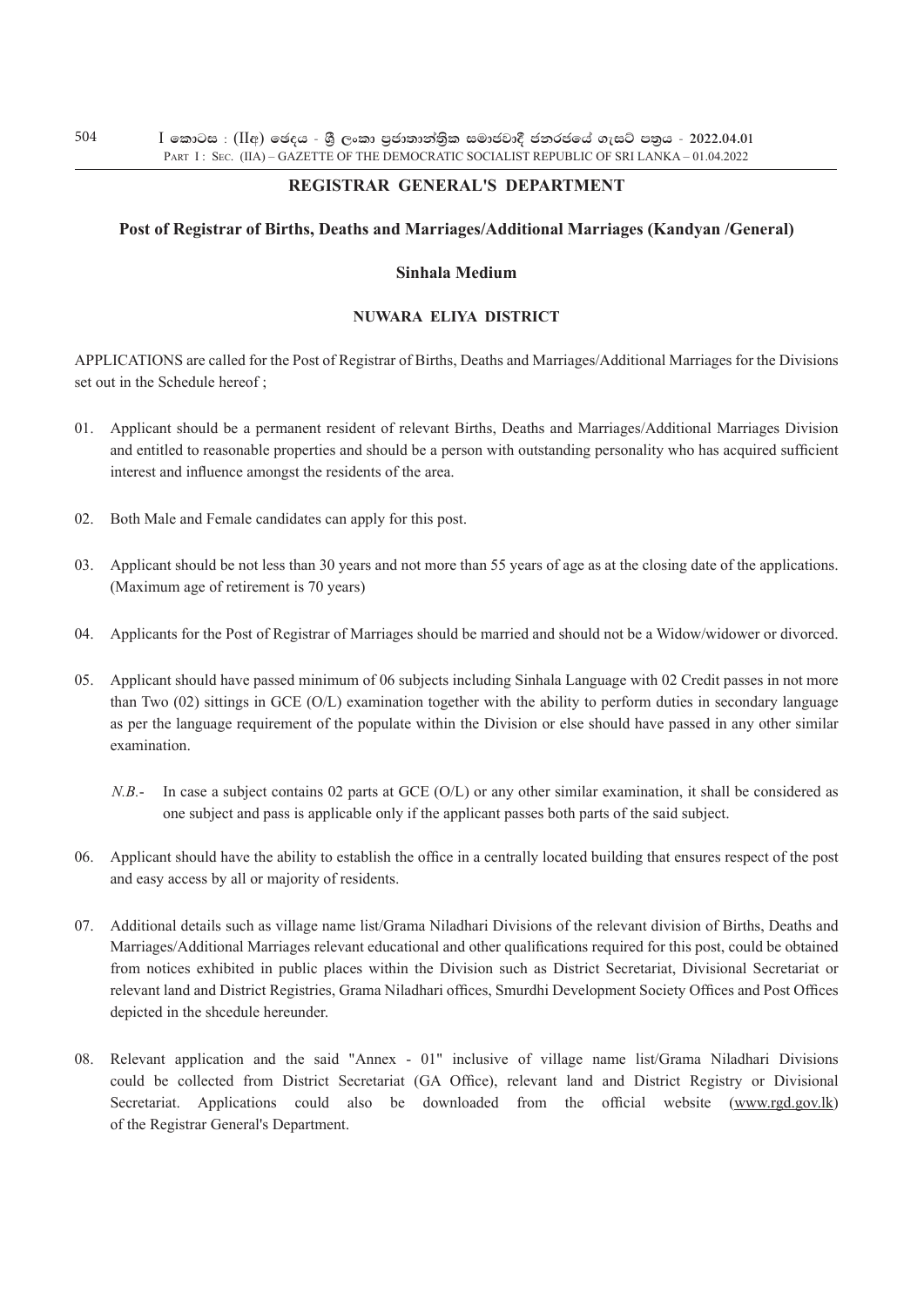## REGISTRAR GENERAL'S DEPARTMENT

### Post of Registrar of Births, Deaths and Marriages/Additional Marriages (Kandyan /General)

### Sinhala Medium

### NUWARA ELIYA DISTRICT

APPLICATIONS are called for the Post of Registrar of Births, Deaths and Marriages/Additional Marriages for the Divisions set out in the Schedule hereof ;

01. Applicant should be a permanent resident of relevant Births, Deaths and Marriages/Additional Marriages Division and entitled to reasonable properties and should be a person with outstanding personality who has acquired sufficient interest and influence amongst the residents of the area.

02. Both Male and Female candidates can apply for this post.

03. Applicant should be not less than 30 years and not more than 55 years of age as at the closing date of the applications. (Maximum age of retirement is 70 years)

04. Applicants for the Post of Registrar of Marriages should be married and should not be a Widow/widower or divorced.

05. Applicant should have passed minimum of 06 subjects including Sinhala Language with 02 Credit passes in not more than Two (02) sittings in GCE (O/L) examination together with the ability to perform duties in secondary language as per the language requirement of the populate within the Division or else should have passed in any other similar examination.

    *N.B.*- In case a subject contains 02 parts at GCE (O/L) or any other similar examination, it shall be considered as one subject and pass is applicable only if the applicant passes both parts of the said subject.

06. Applicant should have the ability to establish the office in a centrally located building that ensures respect of the post and easy access by all or majority of residents.

07. Additional details such as village name list/Grama Niladhari Divisions of the relevant division of Births, Deaths and Marriages/Additional Marriages relevant educational and other qualifications required for this post, could be obtained from notices exhibited in public places within the Division such as District Secretariat, Divisional Secretariat or relevant land and District Registries, Grama Niladhari offices, Smurdhi Development Society Offices and Post Offices depicted in the shcedule hereunder.

08. Relevant application and the said "Annex - 01" inclusive of village name list/Grama Niladhari Divisions could be collected from District Secretariat (GA Office), relevant land and District Registry or Divisional Secretariat. Applications could also be downloaded from the official website (www.rgd.gov.lk) of the Registrar General's Department.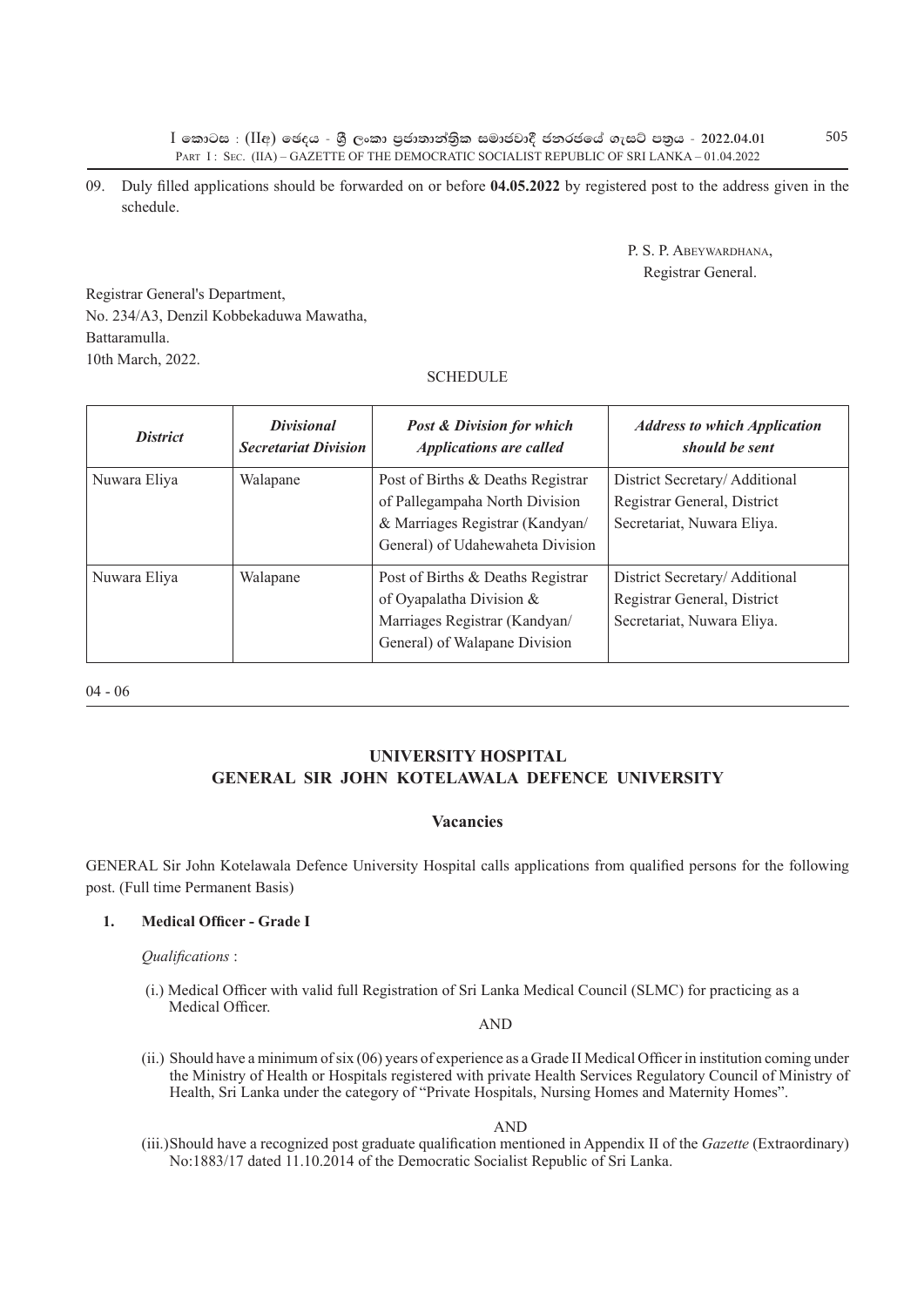09. Duly filled applications should be forwarded on or before **04.05.2022** by registered post to the address given in the schedule.

P. S. P. Abeywardhana,
Registrar General.

Registrar General's Department,
No. 234/A3, Denzil Kobbekaduwa Mawatha,
Battaramulla.
10th March, 2022.

SCHEDULE

| ***District*** | ***Divisional Secretariat Division*** | ***Post & Division for which Applications are called*** | ***Address to which Application should be sent*** |
|---|---|---|---|
| Nuwara Eliya | Walapane | Post of Births & Deaths Registrar of Pallegampaha North Division & Marriages Registrar (Kandyan/ General) of Udahewaheta Division | District Secretary/ Additional Registrar General, District Secretariat, Nuwara Eliya. |
| Nuwara Eliya | Walapane | Post of Births & Deaths Registrar of Oyapalatha Division & Marriages Registrar (Kandyan/ General) of Walapane Division | District Secretary/ Additional Registrar General, District Secretariat, Nuwara Eliya. |

04 - 06

## UNIVERSITY HOSPITAL GENERAL SIR JOHN KOTELAWALA DEFENCE UNIVERSITY

### Vacancies

GENERAL Sir John Kotelawala Defence University Hospital calls applications from qualified persons for the following post. (Full time Permanent Basis)

**1. Medical Officer - Grade I**

*Qualifications* :

(i.) Medical Officer with valid full Registration of Sri Lanka Medical Council (SLMC) for practicing as a Medical Officer.

AND

(ii.) Should have a minimum of six (06) years of experience as a Grade II Medical Officer in institution coming under the Ministry of Health or Hospitals registered with private Health Services Regulatory Council of Ministry of Health, Sri Lanka under the category of "Private Hospitals, Nursing Homes and Maternity Homes".

AND

(iii.) Should have a recognized post graduate qualification mentioned in Appendix II of the *Gazette* (Extraordinary) No:1883/17 dated 11.10.2014 of the Democratic Socialist Republic of Sri Lanka.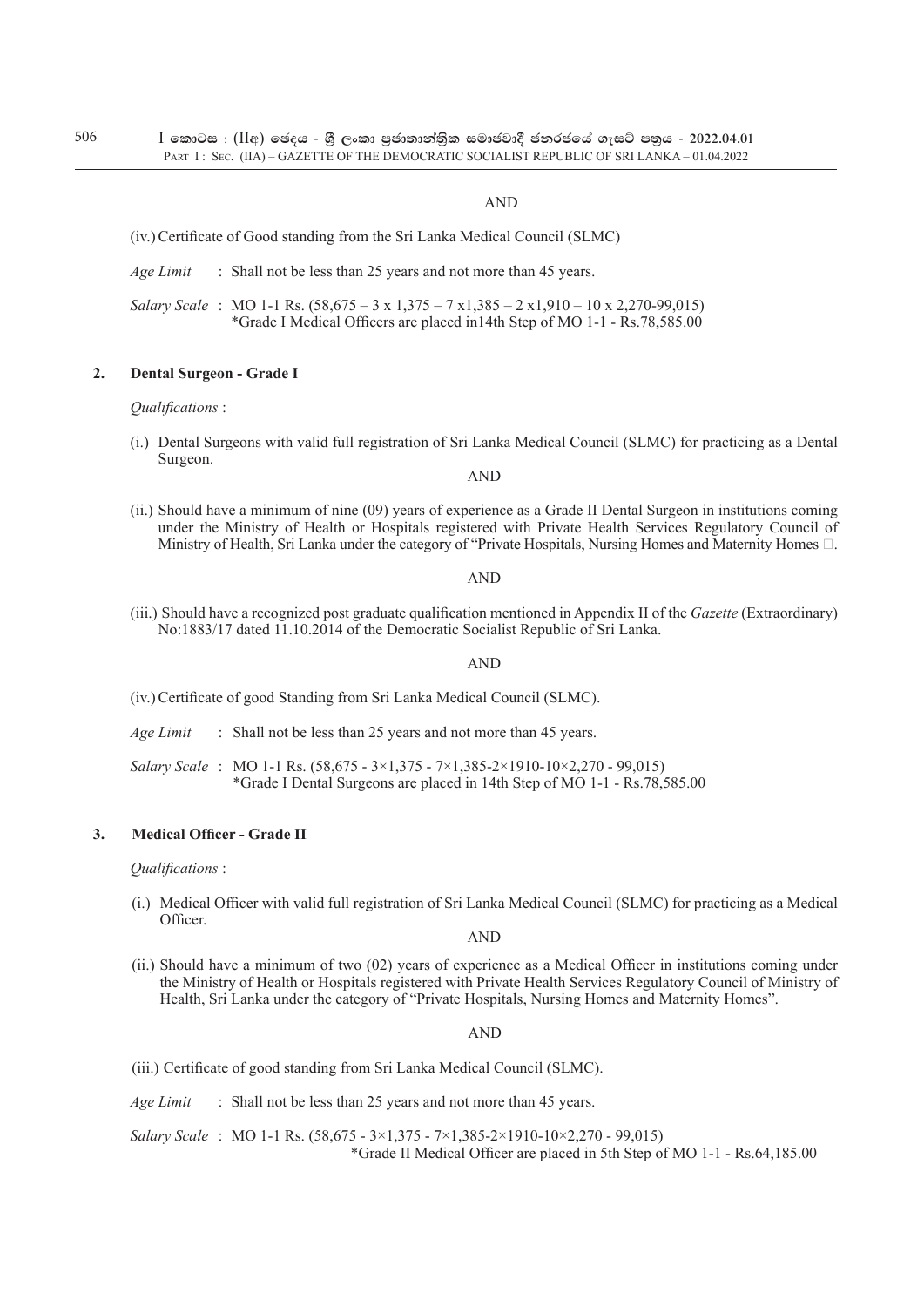AND

(iv.) Certificate of Good standing from the Sri Lanka Medical Council (SLMC)

*Age Limit* : Shall not be less than 25 years and not more than 45 years.

*Salary Scale* : MO 1-1 Rs. (58,675 – 3 x 1,375 – 7 x1,385 – 2 x1,910 – 10 x 2,270-99,015)
*Grade I Medical Officers are placed in14th Step of MO 1-1 - Rs.78,585.00

**2. Dental Surgeon - Grade I**

*Qualifications* :

(i.) Dental Surgeons with valid full registration of Sri Lanka Medical Council (SLMC) for practicing as a Dental Surgeon.

AND

(ii.) Should have a minimum of nine (09) years of experience as a Grade II Dental Surgeon in institutions coming under the Ministry of Health or Hospitals registered with Private Health Services Regulatory Council of Ministry of Health, Sri Lanka under the category of "Private Hospitals, Nursing Homes and Maternity Homes .

AND

(iii.) Should have a recognized post graduate qualification mentioned in Appendix II of the *Gazette* (Extraordinary) No:1883/17 dated 11.10.2014 of the Democratic Socialist Republic of Sri Lanka.

AND

(iv.) Certificate of good Standing from Sri Lanka Medical Council (SLMC).

*Age Limit* : Shall not be less than 25 years and not more than 45 years.

*Salary Scale* : MO 1-1 Rs. (58,675 - 3×1,375 - 7×1,385-2×1910-10×2,270 - 99,015)
*Grade I Dental Surgeons are placed in 14th Step of MO 1-1 - Rs.78,585.00

**3. Medical Officer - Grade II**

*Qualifications* :

(i.) Medical Officer with valid full registration of Sri Lanka Medical Council (SLMC) for practicing as a Medical Officer.

AND

(ii.) Should have a minimum of two (02) years of experience as a Medical Officer in institutions coming under the Ministry of Health or Hospitals registered with Private Health Services Regulatory Council of Ministry of Health, Sri Lanka under the category of "Private Hospitals, Nursing Homes and Maternity Homes".

AND

(iii.) Certificate of good standing from Sri Lanka Medical Council (SLMC).

*Age Limit* : Shall not be less than 25 years and not more than 45 years.

*Salary Scale* : MO 1-1 Rs. (58,675 - 3×1,375 - 7×1,385-2×1910-10×2,270 - 99,015)
*Grade II Medical Officer are placed in 5th Step of MO 1-1 - Rs.64,185.00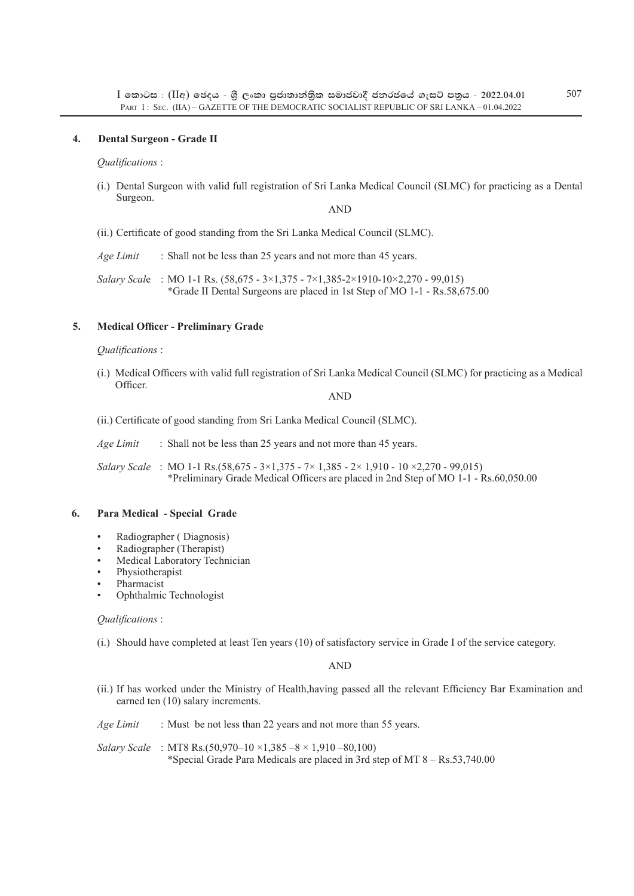**4. Dental Surgeon - Grade II**

*Qualifications* :

(i.) Dental Surgeon with valid full registration of Sri Lanka Medical Council (SLMC) for practicing as a Dental Surgeon.

AND

(ii.) Certificate of good standing from the Sri Lanka Medical Council (SLMC).

*Age Limit* : Shall not be less than 25 years and not more than 45 years.

*Salary Scale* : MO 1-1 Rs. (58,675 - 3×1,375 - 7×1,385-2×1910-10×2,270 - 99,015)
*Grade II Dental Surgeons are placed in 1st Step of MO 1-1 - Rs.58,675.00

**5. Medical Officer - Preliminary Grade**

*Qualifications* :

(i.) Medical Officers with valid full registration of Sri Lanka Medical Council (SLMC) for practicing as a Medical Officer.

AND

(ii.) Certificate of good standing from Sri Lanka Medical Council (SLMC).

*Age Limit* : Shall not be less than 25 years and not more than 45 years.

*Salary Scale* : MO 1-1 Rs.(58,675 - 3×1,375 - 7× 1,385 - 2× 1,910 - 10 ×2,270 - 99,015)
*Preliminary Grade Medical Officers are placed in 2nd Step of MO 1-1 - Rs.60,050.00

**6. Para Medical - Special Grade**

- Radiographer ( Diagnosis)
- Radiographer (Therapist)
- Medical Laboratory Technician
- Physiotherapist
- Pharmacist
- Ophthalmic Technologist

*Qualifications* :

(i.) Should have completed at least Ten years (10) of satisfactory service in Grade I of the service category.

AND

(ii.) If has worked under the Ministry of Health,having passed all the relevant Efficiency Bar Examination and earned ten (10) salary increments.

*Age Limit* : Must be not less than 22 years and not more than 55 years.

*Salary Scale* : MT8 Rs.(50,970–10 ×1,385 –8 × 1,910 –80,100)
*Special Grade Para Medicals are placed in 3rd step of MT 8 – Rs.53,740.00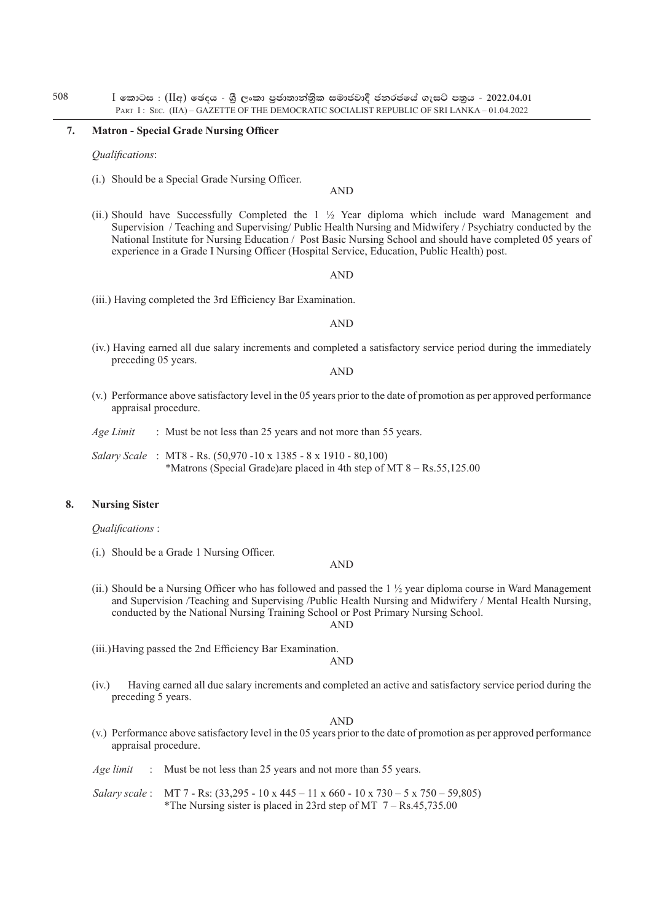### 7. Matron - Special Grade Nursing Officer

*Qualifications*:

(i.) Should be a Special Grade Nursing Officer.

AND

(ii.) Should have Successfully Completed the 1 ½ Year diploma which include ward Management and Supervision / Teaching and Supervising/ Public Health Nursing and Midwifery / Psychiatry conducted by the National Institute for Nursing Education / Post Basic Nursing School and should have completed 05 years of experience in a Grade I Nursing Officer (Hospital Service, Education, Public Health) post.

AND

(iii.) Having completed the 3rd Efficiency Bar Examination.

AND

(iv.) Having earned all due salary increments and completed a satisfactory service period during the immediately preceding 05 years.

AND

(v.) Performance above satisfactory level in the 05 years prior to the date of promotion as per approved performance appraisal procedure.

*Age Limit* : Must be not less than 25 years and not more than 55 years.

*Salary Scale* : MT8 - Rs. (50,970 -10 x 1385 - 8 x 1910 - 80,100)
*Matrons (Special Grade)are placed in 4th step of MT 8 – Rs.55,125.00

### 8. Nursing Sister

*Qualifications* :

(i.) Should be a Grade 1 Nursing Officer.

AND

(ii.) Should be a Nursing Officer who has followed and passed the 1 ½ year diploma course in Ward Management and Supervision /Teaching and Supervising /Public Health Nursing and Midwifery / Mental Health Nursing, conducted by the National Nursing Training School or Post Primary Nursing School.

AND

(iii.) Having passed the 2nd Efficiency Bar Examination.

AND

(iv.) Having earned all due salary increments and completed an active and satisfactory service period during the preceding 5 years.

AND

(v.) Performance above satisfactory level in the 05 years prior to the date of promotion as per approved performance appraisal procedure.

*Age limit* : Must be not less than 25 years and not more than 55 years.

*Salary scale* : MT 7 - Rs: (33,295 - 10 x 445 – 11 x 660 - 10 x 730 – 5 x 750 – 59,805)
*The Nursing sister is placed in 23rd step of MT 7 – Rs.45,735.00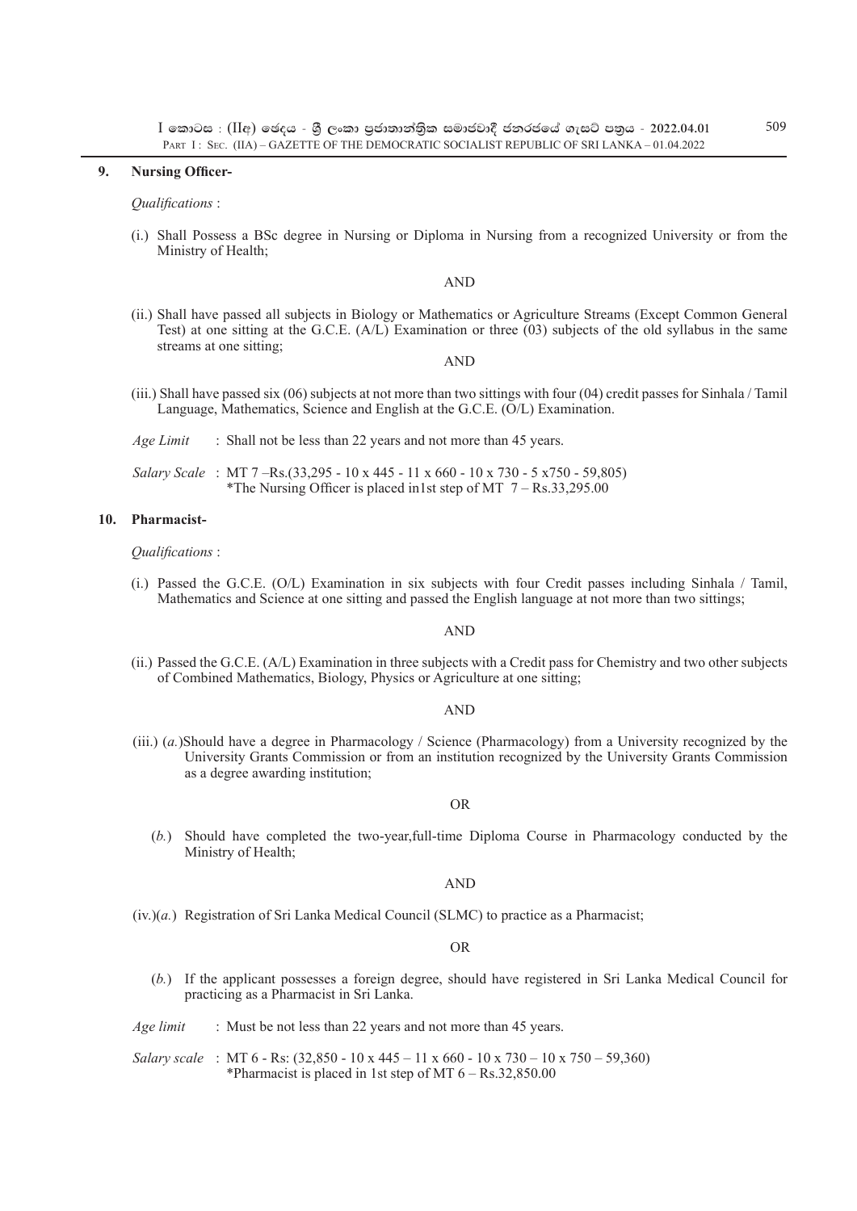**9. Nursing Officer-**

*Qualifications* :

(i.) Shall Possess a BSc degree in Nursing or Diploma in Nursing from a recognized University or from the Ministry of Health;

AND

(ii.) Shall have passed all subjects in Biology or Mathematics or Agriculture Streams (Except Common General Test) at one sitting at the G.C.E. (A/L) Examination or three (03) subjects of the old syllabus in the same streams at one sitting;

AND

(iii.) Shall have passed six (06) subjects at not more than two sittings with four (04) credit passes for Sinhala / Tamil Language, Mathematics, Science and English at the G.C.E. (O/L) Examination.

*Age Limit* : Shall not be less than 22 years and not more than 45 years.

*Salary Scale* : MT 7 –Rs.(33,295 - 10 x 445 - 11 x 660 - 10 x 730 - 5 x750 - 59,805)
*The Nursing Officer is placed in1st step of MT 7 – Rs.33,295.00

**10. Pharmacist-**

*Qualifications* :

(i.) Passed the G.C.E. (O/L) Examination in six subjects with four Credit passes including Sinhala / Tamil, Mathematics and Science at one sitting and passed the English language at not more than two sittings;

AND

(ii.) Passed the G.C.E. (A/L) Examination in three subjects with a Credit pass for Chemistry and two other subjects of Combined Mathematics, Biology, Physics or Agriculture at one sitting;

AND

(iii.) (*a.*)Should have a degree in Pharmacology / Science (Pharmacology) from a University recognized by the University Grants Commission or from an institution recognized by the University Grants Commission as a degree awarding institution;

OR

(*b.*) Should have completed the two-year,full-time Diploma Course in Pharmacology conducted by the Ministry of Health;

AND

(iv.)(*a.*) Registration of Sri Lanka Medical Council (SLMC) to practice as a Pharmacist;

OR

(*b.*) If the applicant possesses a foreign degree, should have registered in Sri Lanka Medical Council for practicing as a Pharmacist in Sri Lanka.

*Age limit* : Must be not less than 22 years and not more than 45 years.

*Salary scale* : MT 6 - Rs: (32,850 - 10 x 445 – 11 x 660 - 10 x 730 – 10 x 750 – 59,360)
*Pharmacist is placed in 1st step of MT 6 – Rs.32,850.00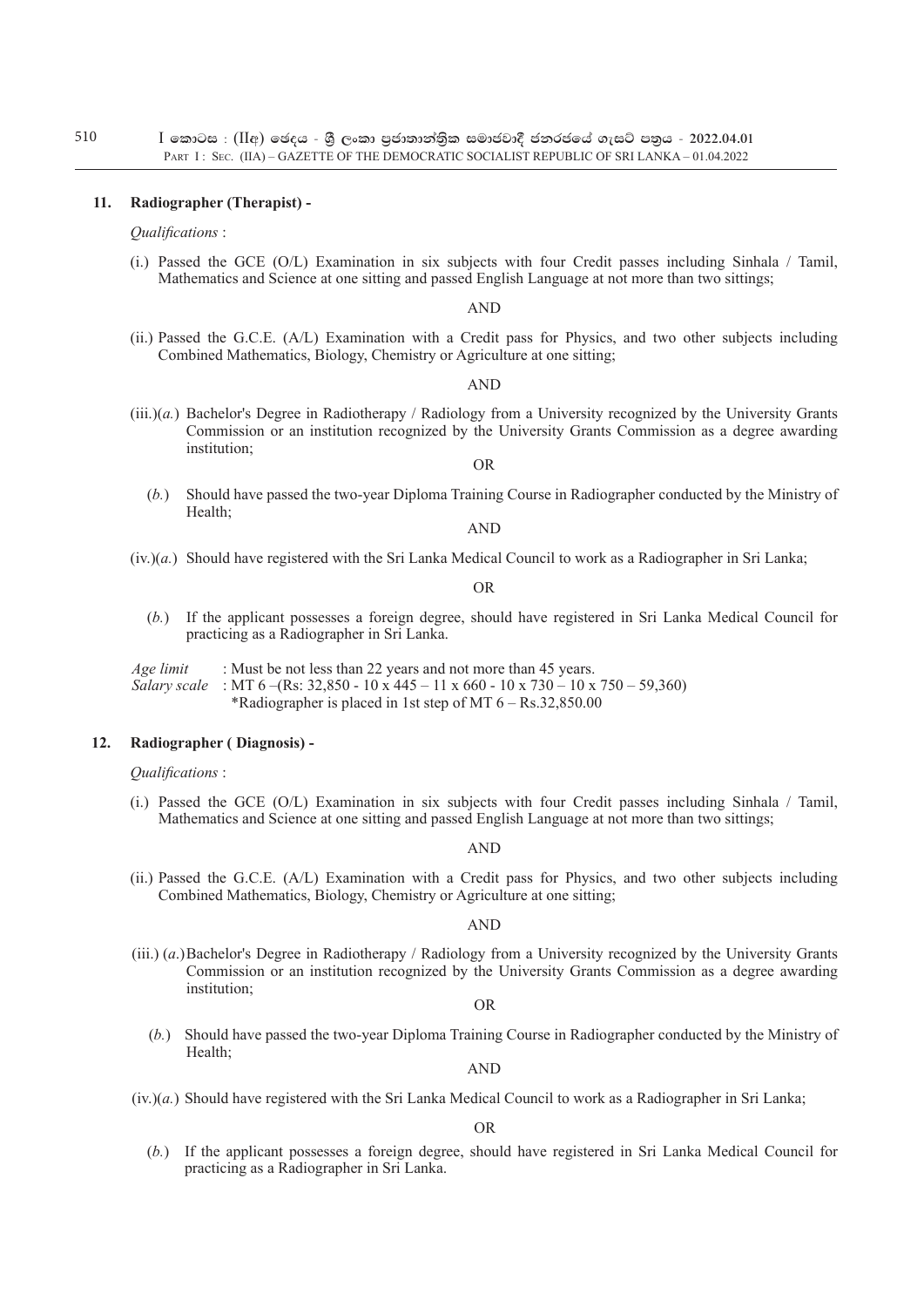**11. Radiographer (Therapist) -**

*Qualifications* :

(i.) Passed the GCE (O/L) Examination in six subjects with four Credit passes including Sinhala / Tamil, Mathematics and Science at one sitting and passed English Language at not more than two sittings;

AND

(ii.) Passed the G.C.E. (A/L) Examination with a Credit pass for Physics, and two other subjects including Combined Mathematics, Biology, Chemistry or Agriculture at one sitting;

AND

(iii.)(*a.*) Bachelor's Degree in Radiotherapy / Radiology from a University recognized by the University Grants Commission or an institution recognized by the University Grants Commission as a degree awarding institution;

OR

(*b.*) Should have passed the two-year Diploma Training Course in Radiographer conducted by the Ministry of Health;

AND

(iv.)(*a.*) Should have registered with the Sri Lanka Medical Council to work as a Radiographer in Sri Lanka;

OR

(*b.*) If the applicant possesses a foreign degree, should have registered in Sri Lanka Medical Council for practicing as a Radiographer in Sri Lanka.

*Age limit* : Must be not less than 22 years and not more than 45 years.
*Salary scale* : MT 6 –(Rs: 32,850 - 10 x 445 – 11 x 660 - 10 x 730 – 10 x 750 – 59,360)
*Radiographer is placed in 1st step of MT 6 – Rs.32,850.00

**12. Radiographer ( Diagnosis) -**

*Qualifications* :

(i.) Passed the GCE (O/L) Examination in six subjects with four Credit passes including Sinhala / Tamil, Mathematics and Science at one sitting and passed English Language at not more than two sittings;

AND

(ii.) Passed the G.C.E. (A/L) Examination with a Credit pass for Physics, and two other subjects including Combined Mathematics, Biology, Chemistry or Agriculture at one sitting;

AND

(iii.) (*a.*) Bachelor's Degree in Radiotherapy / Radiology from a University recognized by the University Grants Commission or an institution recognized by the University Grants Commission as a degree awarding institution;

OR

(*b.*) Should have passed the two-year Diploma Training Course in Radiographer conducted by the Ministry of Health;

AND

(iv.)(*a.*) Should have registered with the Sri Lanka Medical Council to work as a Radiographer in Sri Lanka;

OR

(*b.*) If the applicant possesses a foreign degree, should have registered in Sri Lanka Medical Council for practicing as a Radiographer in Sri Lanka.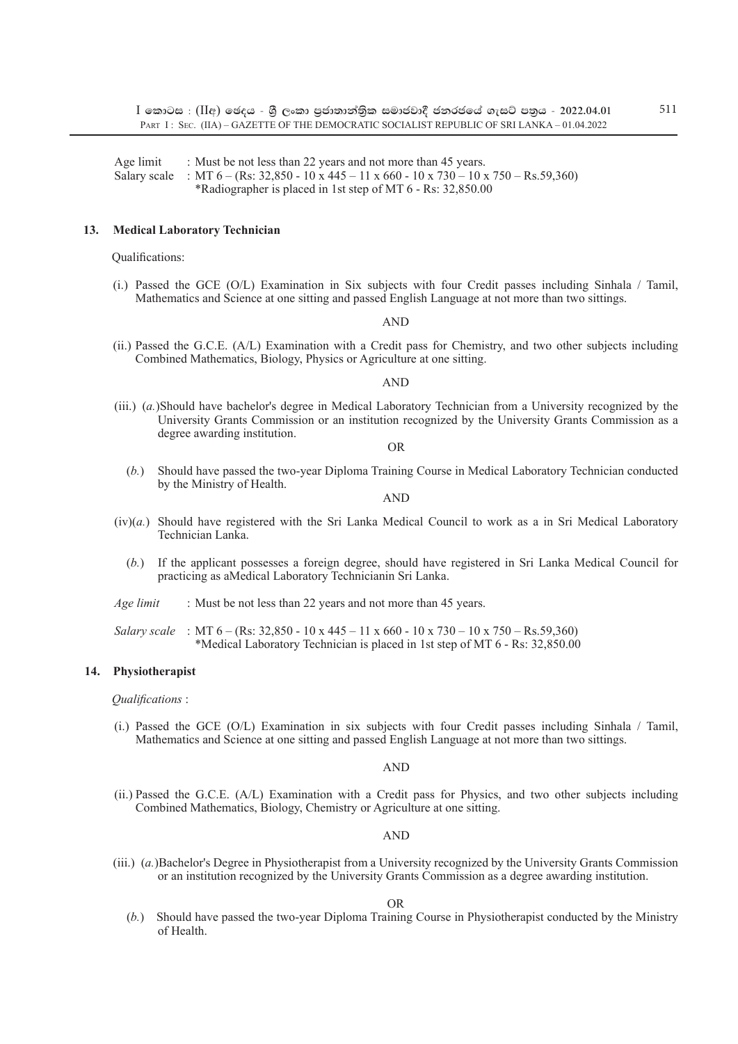Age limit : Must be not less than 22 years and not more than 45 years.

Salary scale : MT 6 – (Rs: 32,850 - 10 x 445 – 11 x 660 - 10 x 730 – 10 x 750 – Rs.59,360)
*Radiographer is placed in 1st step of MT 6 - Rs: 32,850.00

**13. Medical Laboratory Technician**

Qualifications:

(i.) Passed the GCE (O/L) Examination in Six subjects with four Credit passes including Sinhala / Tamil, Mathematics and Science at one sitting and passed English Language at not more than two sittings.

AND

(ii.) Passed the G.C.E. (A/L) Examination with a Credit pass for Chemistry, and two other subjects including Combined Mathematics, Biology, Physics or Agriculture at one sitting.

AND

(iii.) (*a.*)Should have bachelor's degree in Medical Laboratory Technician from a University recognized by the University Grants Commission or an institution recognized by the University Grants Commission as a degree awarding institution.

OR

(*b.*) Should have passed the two-year Diploma Training Course in Medical Laboratory Technician conducted by the Ministry of Health.

AND

(iv)(*a.*) Should have registered with the Sri Lanka Medical Council to work as a in Sri Medical Laboratory Technician Lanka.

(*b.*) If the applicant possesses a foreign degree, should have registered in Sri Lanka Medical Council for practicing as aMedical Laboratory Technicianin Sri Lanka.

*Age limit* : Must be not less than 22 years and not more than 45 years.

*Salary scale* : MT 6 – (Rs: 32,850 - 10 x 445 – 11 x 660 - 10 x 730 – 10 x 750 – Rs.59,360)
*Medical Laboratory Technician is placed in 1st step of MT 6 - Rs: 32,850.00

**14. Physiotherapist**

*Qualifications* :

(i.) Passed the GCE (O/L) Examination in six subjects with four Credit passes including Sinhala / Tamil, Mathematics and Science at one sitting and passed English Language at not more than two sittings.

AND

(ii.) Passed the G.C.E. (A/L) Examination with a Credit pass for Physics, and two other subjects including Combined Mathematics, Biology, Chemistry or Agriculture at one sitting.

AND

(iii.) (*a.*)Bachelor's Degree in Physiotherapist from a University recognized by the University Grants Commission or an institution recognized by the University Grants Commission as a degree awarding institution.

OR

(*b.*) Should have passed the two-year Diploma Training Course in Physiotherapist conducted by the Ministry of Health.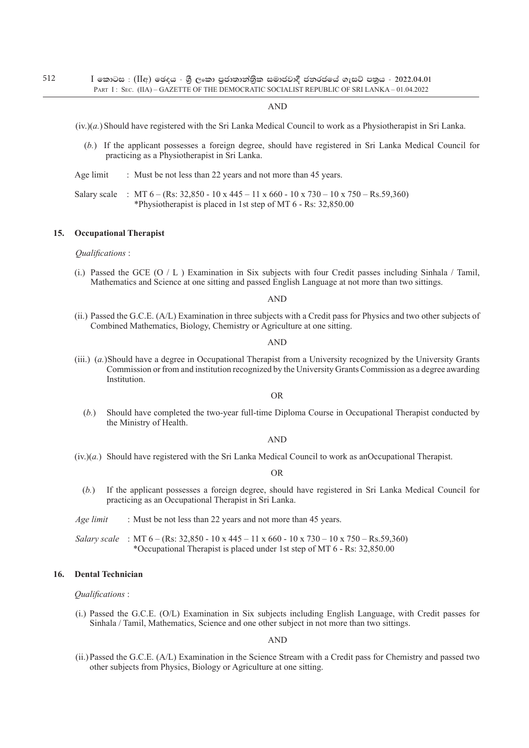AND

(iv.)(*a.*) Should have registered with the Sri Lanka Medical Council to work as a Physiotherapist in Sri Lanka.

(*b.*) If the applicant possesses a foreign degree, should have registered in Sri Lanka Medical Council for practicing as a Physiotherapist in Sri Lanka.

Age limit : Must be not less than 22 years and not more than 45 years.

Salary scale : MT 6 – (Rs: 32,850 - 10 x 445 – 11 x 660 - 10 x 730 – 10 x 750 – Rs.59,360)
*Physiotherapist is placed in 1st step of MT 6 - Rs: 32,850.00

### 15. Occupational Therapist

*Qualifications* :

(i.) Passed the GCE (O / L ) Examination in Six subjects with four Credit passes including Sinhala / Tamil, Mathematics and Science at one sitting and passed English Language at not more than two sittings.

AND

(ii.) Passed the G.C.E. (A/L) Examination in three subjects with a Credit pass for Physics and two other subjects of Combined Mathematics, Biology, Chemistry or Agriculture at one sitting.

AND

(iii.) (*a.*) Should have a degree in Occupational Therapist from a University recognized by the University Grants Commission or from and institution recognized by the University Grants Commission as a degree awarding Institution.

OR

(*b.*) Should have completed the two-year full-time Diploma Course in Occupational Therapist conducted by the Ministry of Health.

AND

(iv.)(*a.*) Should have registered with the Sri Lanka Medical Council to work as anOccupational Therapist.

OR

(*b.*) If the applicant possesses a foreign degree, should have registered in Sri Lanka Medical Council for practicing as an Occupational Therapist in Sri Lanka.

*Age limit* : Must be not less than 22 years and not more than 45 years.

*Salary scale* : MT 6 – (Rs: 32,850 - 10 x 445 – 11 x 660 - 10 x 730 – 10 x 750 – Rs.59,360)
*Occupational Therapist is placed under 1st step of MT 6 - Rs: 32,850.00

### 16. Dental Technician

*Qualifications* :

(i.) Passed the G.C.E. (O/L) Examination in Six subjects including English Language, with Credit passes for Sinhala / Tamil, Mathematics, Science and one other subject in not more than two sittings.

AND

(ii.) Passed the G.C.E. (A/L) Examination in the Science Stream with a Credit pass for Chemistry and passed two other subjects from Physics, Biology or Agriculture at one sitting.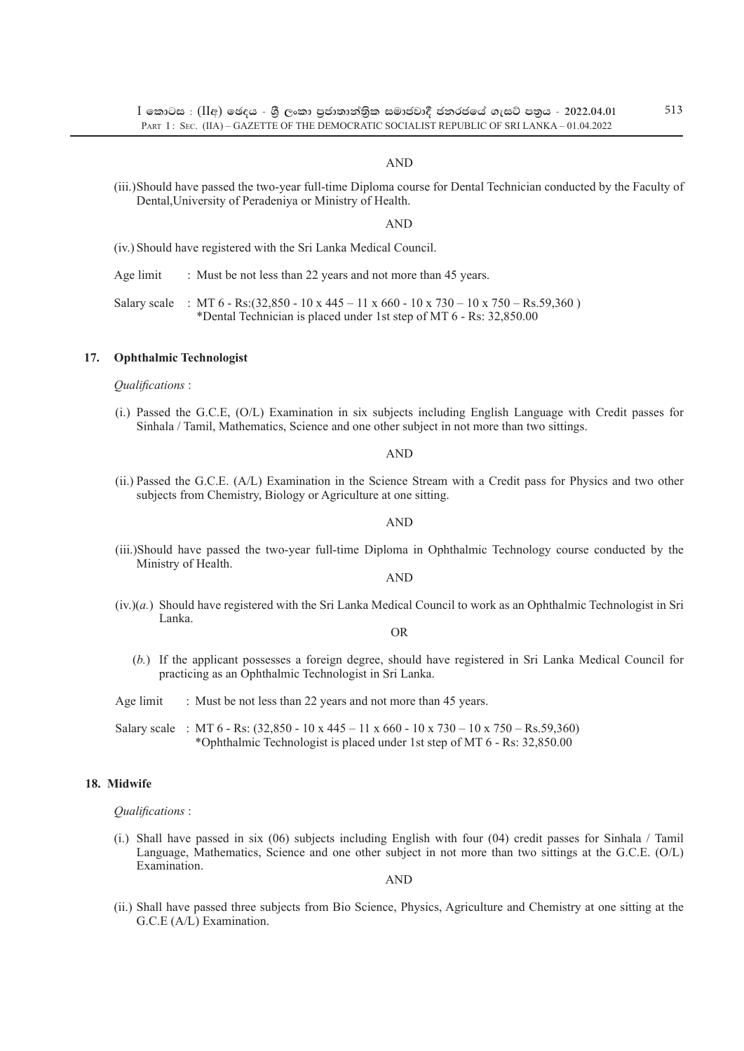AND

(iii.) Should have passed the two-year full-time Diploma course for Dental Technician conducted by the Faculty of Dental, University of Peradeniya or Ministry of Health.

AND

(iv.) Should have registered with the Sri Lanka Medical Council.

Age limit : Must be not less than 22 years and not more than 45 years.

Salary scale : MT 6 - Rs:(32,850 - 10 x 445 – 11 x 660 - 10 x 730 – 10 x 750 – Rs.59,360 )
*Dental Technician is placed under 1st step of MT 6 - Rs: 32,850.00

**17. Ophthalmic Technologist**

*Qualifications* :

(i.) Passed the G.C.E, (O/L) Examination in six subjects including English Language with Credit passes for Sinhala / Tamil, Mathematics, Science and one other subject in not more than two sittings.

AND

(ii.) Passed the G.C.E. (A/L) Examination in the Science Stream with a Credit pass for Physics and two other subjects from Chemistry, Biology or Agriculture at one sitting.

AND

(iii.) Should have passed the two-year full-time Diploma in Ophthalmic Technology course conducted by the Ministry of Health.

AND

(iv.)(*a.*) Should have registered with the Sri Lanka Medical Council to work as an Ophthalmic Technologist in Sri Lanka.

OR

(*b.*) If the applicant possesses a foreign degree, should have registered in Sri Lanka Medical Council for practicing as an Ophthalmic Technologist in Sri Lanka.

Age limit : Must be not less than 22 years and not more than 45 years.

Salary scale : MT 6 - Rs: (32,850 - 10 x 445 – 11 x 660 - 10 x 730 – 10 x 750 – Rs.59,360)
*Ophthalmic Technologist is placed under 1st step of MT 6 - Rs: 32,850.00

**18. Midwife**

*Qualifications* :

(i.) Shall have passed in six (06) subjects including English with four (04) credit passes for Sinhala / Tamil Language, Mathematics, Science and one other subject in not more than two sittings at the G.C.E. (O/L) Examination.

AND

(ii.) Shall have passed three subjects from Bio Science, Physics, Agriculture and Chemistry at one sitting at the G.C.E (A/L) Examination.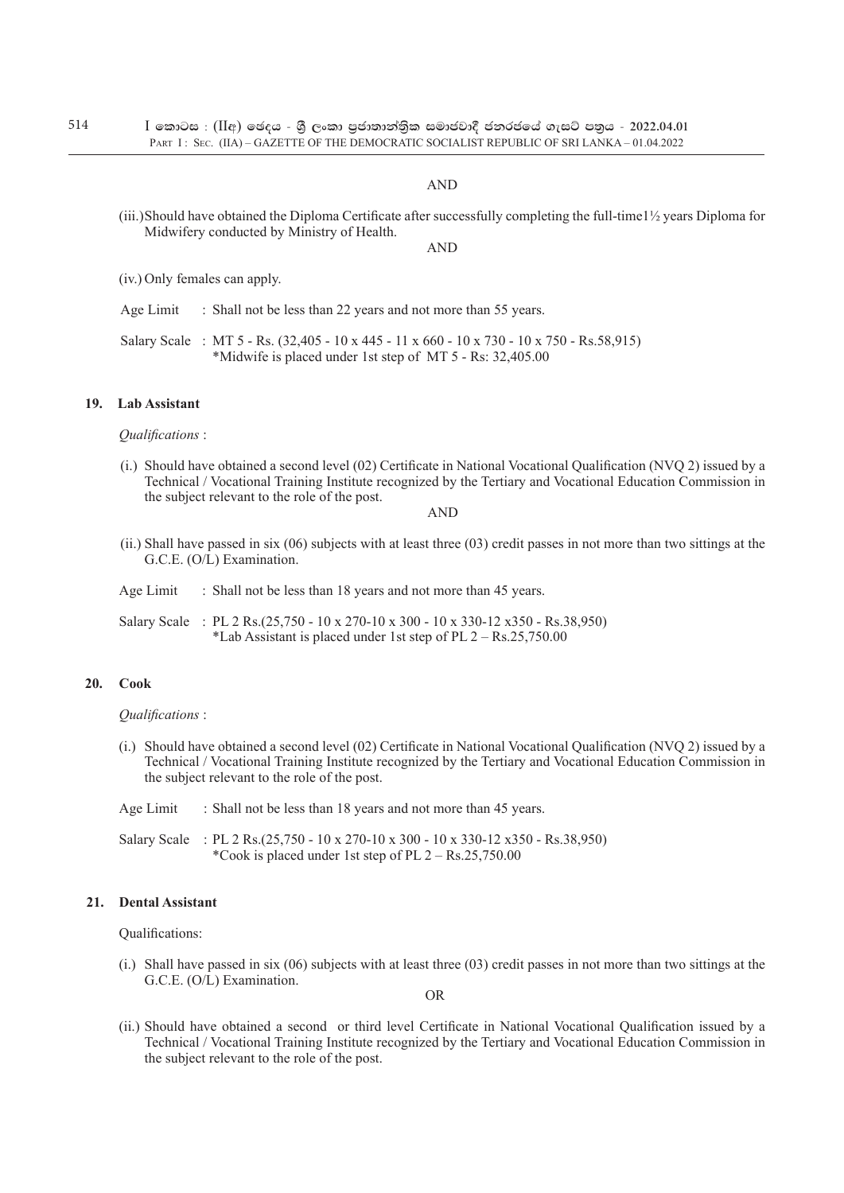AND

(iii.)Should have obtained the Diploma Certificate after successfully completing the full-time1½ years Diploma for Midwifery conducted by Ministry of Health.

AND

(iv.) Only females can apply.

Age Limit : Shall not be less than 22 years and not more than 55 years.

Salary Scale : MT 5 - Rs. (32,405 - 10 x 445 - 11 x 660 - 10 x 730 - 10 x 750 - Rs.58,915)
*Midwife is placed under 1st step of MT 5 - Rs: 32,405.00

## 19. Lab Assistant

*Qualifications* :

(i.) Should have obtained a second level (02) Certificate in National Vocational Qualification (NVQ 2) issued by a Technical / Vocational Training Institute recognized by the Tertiary and Vocational Education Commission in the subject relevant to the role of the post.

AND

(ii.) Shall have passed in six (06) subjects with at least three (03) credit passes in not more than two sittings at the G.C.E. (O/L) Examination.

Age Limit : Shall not be less than 18 years and not more than 45 years.

Salary Scale : PL 2 Rs.(25,750 - 10 x 270-10 x 300 - 10 x 330-12 x350 - Rs.38,950)
*Lab Assistant is placed under 1st step of PL 2 – Rs.25,750.00

## 20. Cook

*Qualifications* :

(i.) Should have obtained a second level (02) Certificate in National Vocational Qualification (NVQ 2) issued by a Technical / Vocational Training Institute recognized by the Tertiary and Vocational Education Commission in the subject relevant to the role of the post.

Age Limit : Shall not be less than 18 years and not more than 45 years.

Salary Scale : PL 2 Rs.(25,750 - 10 x 270-10 x 300 - 10 x 330-12 x350 - Rs.38,950)
*Cook is placed under 1st step of PL 2 – Rs.25,750.00

## 21. Dental Assistant

Qualifications:

(i.) Shall have passed in six (06) subjects with at least three (03) credit passes in not more than two sittings at the G.C.E. (O/L) Examination.

OR

(ii.) Should have obtained a second or third level Certificate in National Vocational Qualification issued by a Technical / Vocational Training Institute recognized by the Tertiary and Vocational Education Commission in the subject relevant to the role of the post.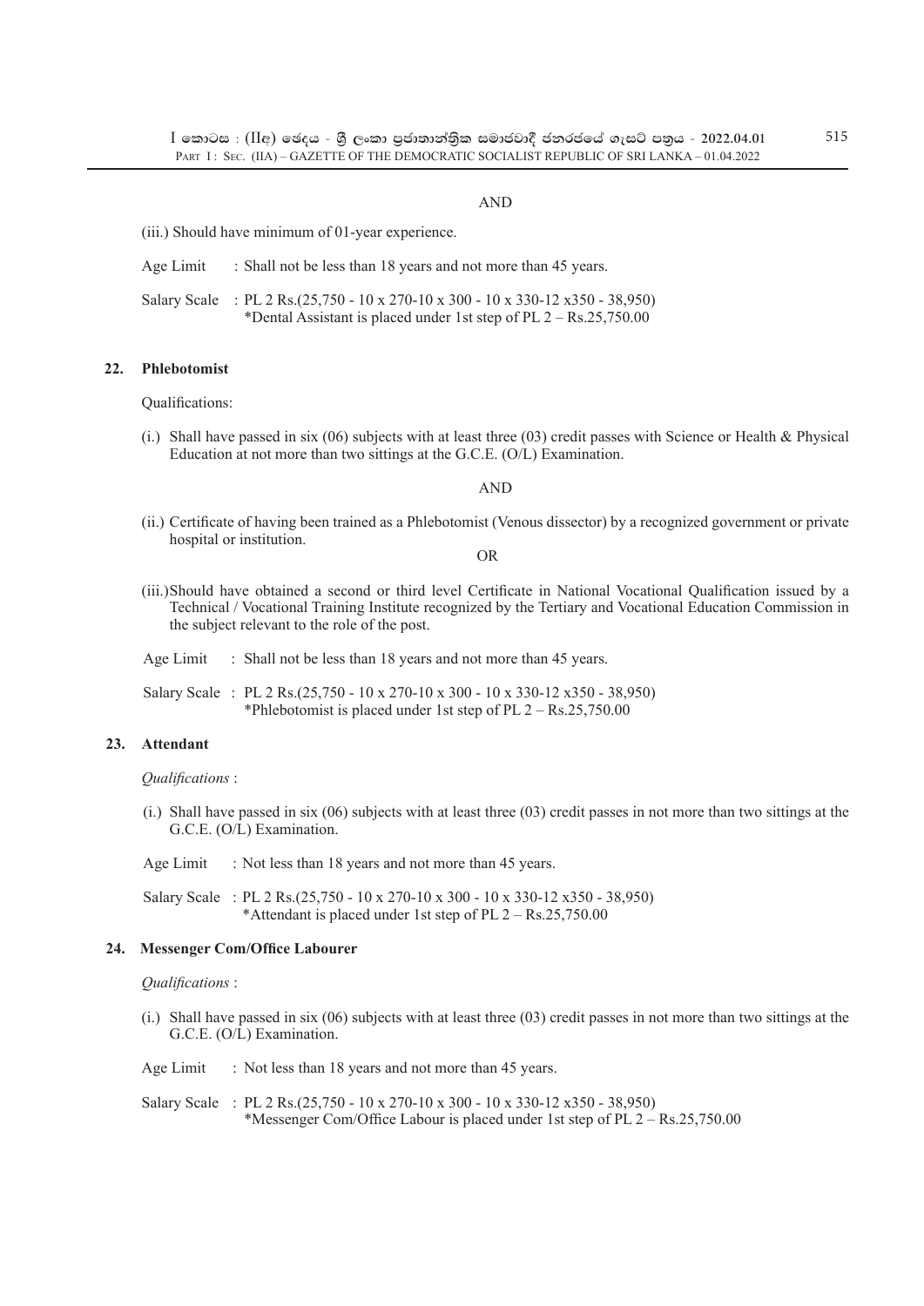AND

(iii.) Should have minimum of 01-year experience.

Age Limit : Shall not be less than 18 years and not more than 45 years.

Salary Scale : PL 2 Rs.(25,750 - 10 x 270-10 x 300 - 10 x 330-12 x350 - 38,950)
*Dental Assistant is placed under 1st step of PL 2 – Rs.25,750.00

### 22. Phlebotomist

Qualifications:

(i.) Shall have passed in six (06) subjects with at least three (03) credit passes with Science or Health & Physical Education at not more than two sittings at the G.C.E. (O/L) Examination.

AND

(ii.) Certificate of having been trained as a Phlebotomist (Venous dissector) by a recognized government or private hospital or institution.

OR

(iii.) Should have obtained a second or third level Certificate in National Vocational Qualification issued by a Technical / Vocational Training Institute recognized by the Tertiary and Vocational Education Commission in the subject relevant to the role of the post.

Age Limit : Shall not be less than 18 years and not more than 45 years.

Salary Scale : PL 2 Rs.(25,750 - 10 x 270-10 x 300 - 10 x 330-12 x350 - 38,950)
*Phlebotomist is placed under 1st step of PL 2 – Rs.25,750.00

### 23. Attendant

*Qualifications* :

(i.) Shall have passed in six (06) subjects with at least three (03) credit passes in not more than two sittings at the G.C.E. (O/L) Examination.

Age Limit : Not less than 18 years and not more than 45 years.

Salary Scale : PL 2 Rs.(25,750 - 10 x 270-10 x 300 - 10 x 330-12 x350 - 38,950)
*Attendant is placed under 1st step of PL 2 – Rs.25,750.00

### 24. Messenger Com/Office Labourer

*Qualifications* :

(i.) Shall have passed in six (06) subjects with at least three (03) credit passes in not more than two sittings at the G.C.E. (O/L) Examination.

Age Limit : Not less than 18 years and not more than 45 years.

Salary Scale : PL 2 Rs.(25,750 - 10 x 270-10 x 300 - 10 x 330-12 x350 - 38,950)
*Messenger Com/Office Labour is placed under 1st step of PL 2 – Rs.25,750.00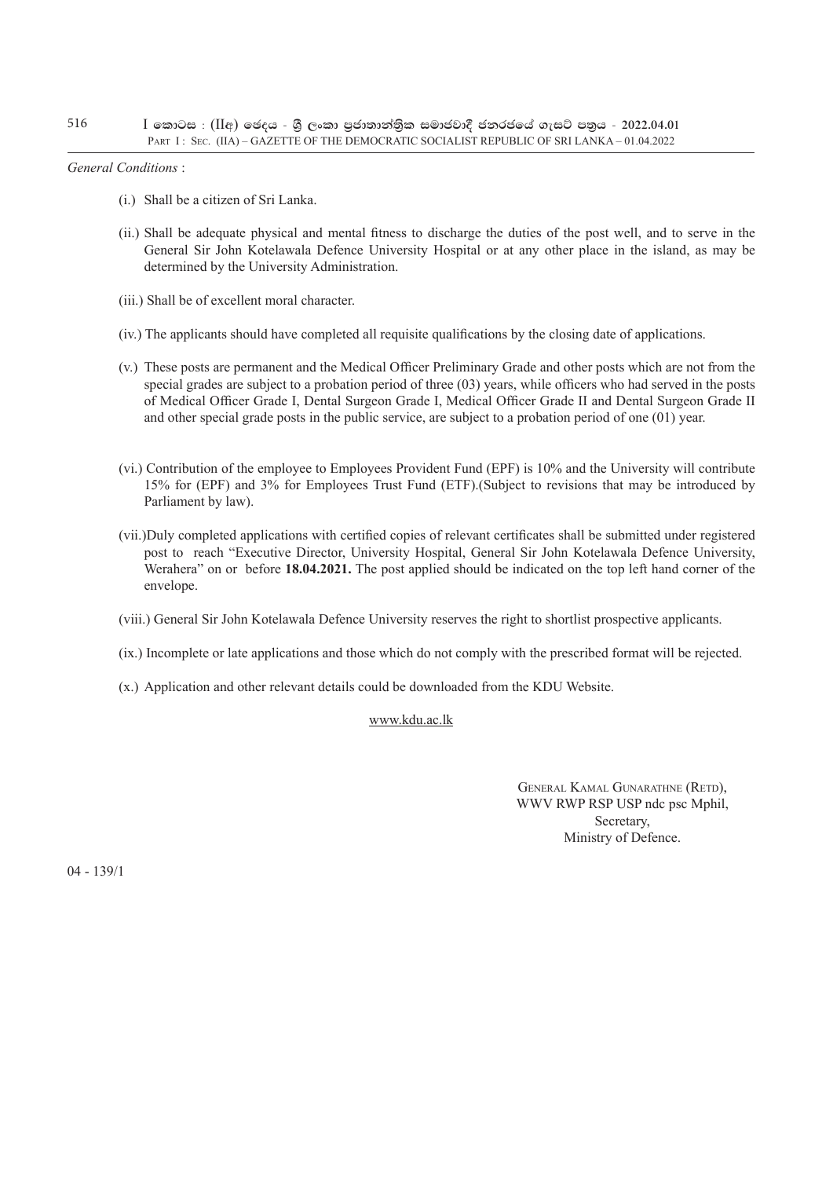*General Conditions* :

(i.) Shall be a citizen of Sri Lanka.

(ii.) Shall be adequate physical and mental fitness to discharge the duties of the post well, and to serve in the General Sir John Kotelawala Defence University Hospital or at any other place in the island, as may be determined by the University Administration.

(iii.) Shall be of excellent moral character.

(iv.) The applicants should have completed all requisite qualifications by the closing date of applications.

(v.) These posts are permanent and the Medical Officer Preliminary Grade and other posts which are not from the special grades are subject to a probation period of three (03) years, while officers who had served in the posts of Medical Officer Grade I, Dental Surgeon Grade I, Medical Officer Grade II and Dental Surgeon Grade II and other special grade posts in the public service, are subject to a probation period of one (01) year.

(vi.) Contribution of the employee to Employees Provident Fund (EPF) is 10% and the University will contribute 15% for (EPF) and 3% for Employees Trust Fund (ETF).(Subject to revisions that may be introduced by Parliament by law).

(vii.)Duly completed applications with certified copies of relevant certificates shall be submitted under registered post to reach "Executive Director, University Hospital, General Sir John Kotelawala Defence University, Werahera" on or before **18.04.2021.** The post applied should be indicated on the top left hand corner of the envelope.

(viii.) General Sir John Kotelawala Defence University reserves the right to shortlist prospective applicants.

(ix.) Incomplete or late applications and those which do not comply with the prescribed format will be rejected.

(x.) Application and other relevant details could be downloaded from the KDU Website.

www.kdu.ac.lk

General Kamal Gunarathne (Retd),
WWV RWP RSP USP ndc psc Mphil,
Secretary,
Ministry of Defence.

04 - 139/1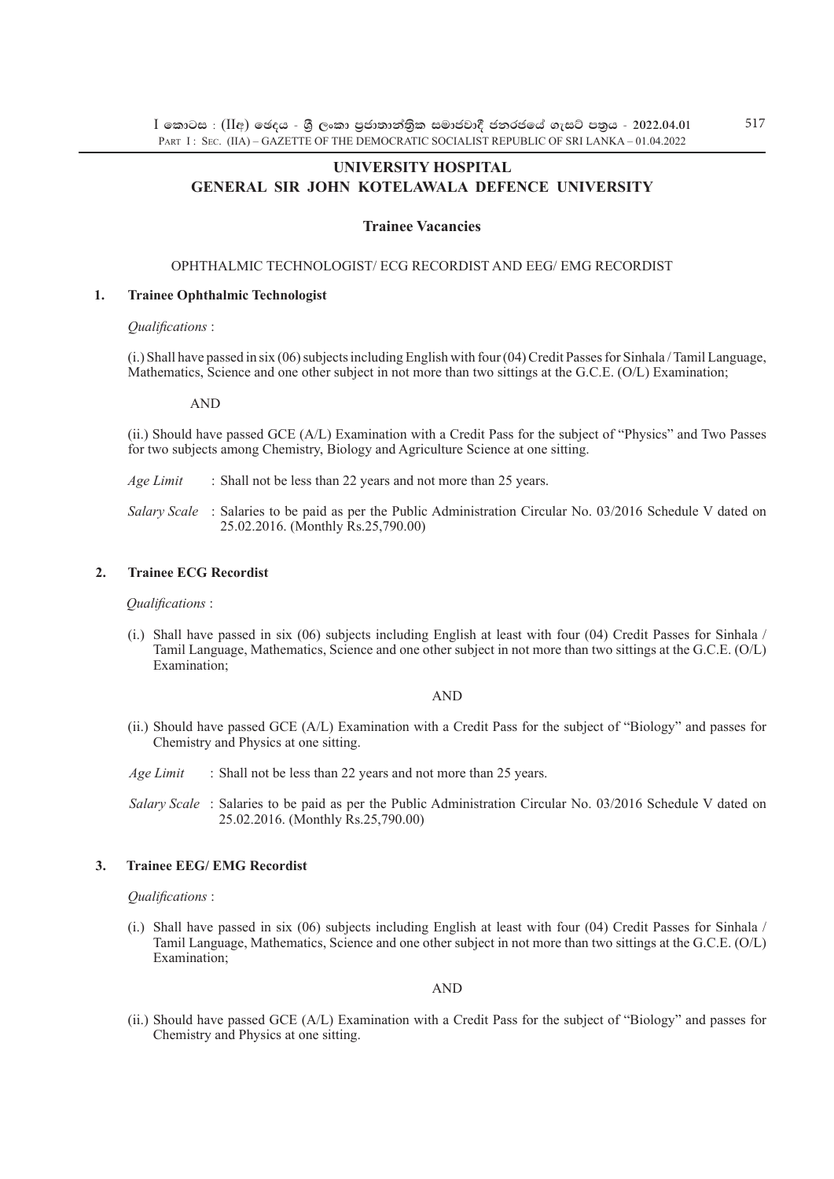# UNIVERSITY HOSPITAL
# GENERAL SIR JOHN KOTELAWALA DEFENCE UNIVERSITY

## Trainee Vacancies

OPHTHALMIC TECHNOLOGIST/ ECG RECORDIST AND EEG/ EMG RECORDIST

### 1. Trainee Ophthalmic Technologist

*Qualifications* :

(i.) Shall have passed in six (06) subjects including English with four (04) Credit Passes for Sinhala / Tamil Language, Mathematics, Science and one other subject in not more than two sittings at the G.C.E. (O/L) Examination;

AND

(ii.) Should have passed GCE (A/L) Examination with a Credit Pass for the subject of "Physics" and Two Passes for two subjects among Chemistry, Biology and Agriculture Science at one sitting.

*Age Limit* : Shall not be less than 22 years and not more than 25 years.

*Salary Scale* : Salaries to be paid as per the Public Administration Circular No. 03/2016 Schedule V dated on 25.02.2016. (Monthly Rs.25,790.00)

### 2. Trainee ECG Recordist

*Qualifications* :

(i.) Shall have passed in six (06) subjects including English at least with four (04) Credit Passes for Sinhala / Tamil Language, Mathematics, Science and one other subject in not more than two sittings at the G.C.E. (O/L) Examination;

AND

(ii.) Should have passed GCE (A/L) Examination with a Credit Pass for the subject of "Biology" and passes for Chemistry and Physics at one sitting.

*Age Limit* : Shall not be less than 22 years and not more than 25 years.

*Salary Scale* : Salaries to be paid as per the Public Administration Circular No. 03/2016 Schedule V dated on 25.02.2016. (Monthly Rs.25,790.00)

### 3. Trainee EEG/ EMG Recordist

*Qualifications* :

(i.) Shall have passed in six (06) subjects including English at least with four (04) Credit Passes for Sinhala / Tamil Language, Mathematics, Science and one other subject in not more than two sittings at the G.C.E. (O/L) Examination;

AND

(ii.) Should have passed GCE (A/L) Examination with a Credit Pass for the subject of "Biology" and passes for Chemistry and Physics at one sitting.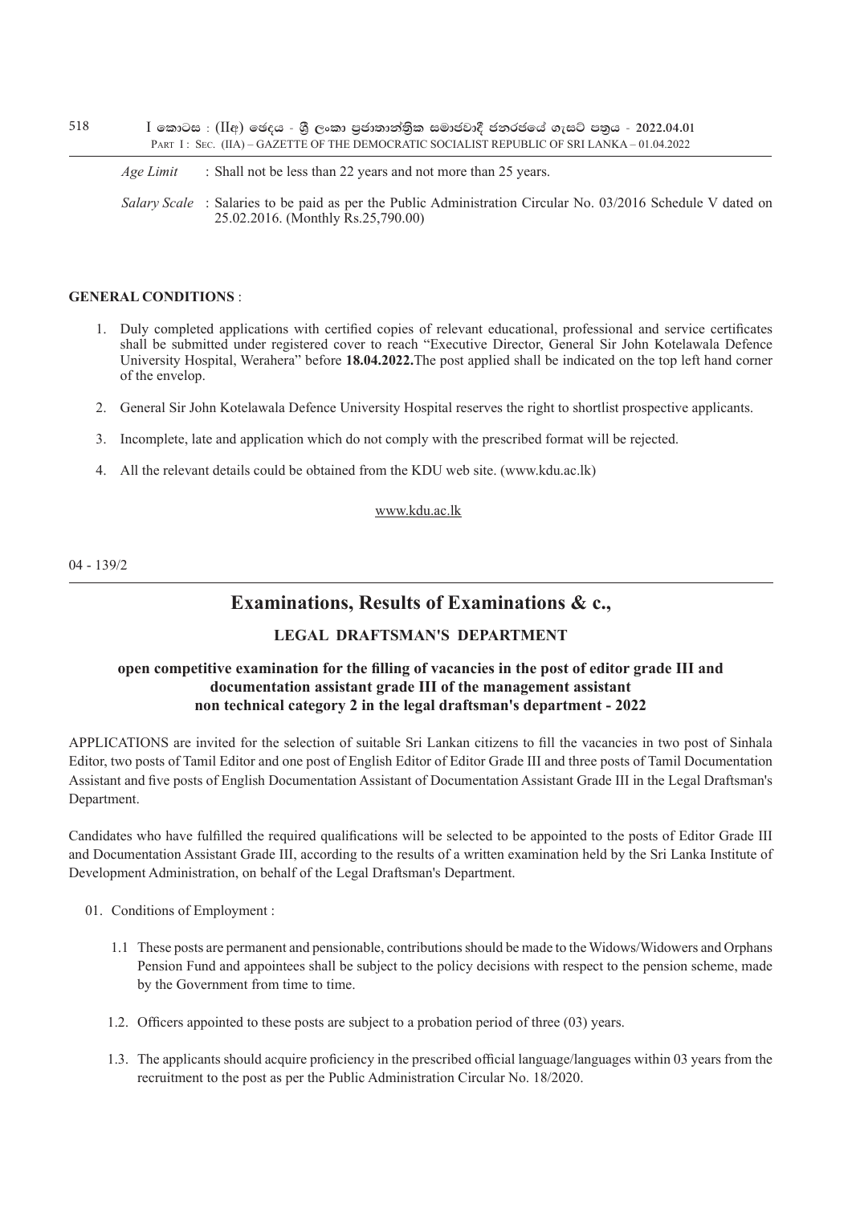*Age Limit* : Shall not be less than 22 years and not more than 25 years.

*Salary Scale* : Salaries to be paid as per the Public Administration Circular No. 03/2016 Schedule V dated on 25.02.2016. (Monthly Rs.25,790.00)

**GENERAL CONDITIONS** :

1. Duly completed applications with certified copies of relevant educational, professional and service certificates shall be submitted under registered cover to reach "Executive Director, General Sir John Kotelawala Defence University Hospital, Werahera" before **18.04.2022.** The post applied shall be indicated on the top left hand corner of the envelop.
2. General Sir John Kotelawala Defence University Hospital reserves the right to shortlist prospective applicants.
3. Incomplete, late and application which do not comply with the prescribed format will be rejected.
4. All the relevant details could be obtained from the KDU web site. (www.kdu.ac.lk)

www.kdu.ac.lk

04 - 139/2

---

# Examinations, Results of Examinations & c.,

## LEGAL DRAFTSMAN'S DEPARTMENT

### open competitive examination for the filling of vacancies in the post of editor grade III and documentation assistant grade III of the management assistant non technical category 2 in the legal draftsman's department - 2022

APPLICATIONS are invited for the selection of suitable Sri Lankan citizens to fill the vacancies in two post of Sinhala Editor, two posts of Tamil Editor and one post of English Editor of Editor Grade III and three posts of Tamil Documentation Assistant and five posts of English Documentation Assistant of Documentation Assistant Grade III in the Legal Draftsman's Department.

Candidates who have fulfilled the required qualifications will be selected to be appointed to the posts of Editor Grade III and Documentation Assistant Grade III, according to the results of a written examination held by the Sri Lanka Institute of Development Administration, on behalf of the Legal Draftsman's Department.

01. Conditions of Employment :

   1.1 These posts are permanent and pensionable, contributions should be made to the Widows/Widowers and Orphans Pension Fund and appointees shall be subject to the policy decisions with respect to the pension scheme, made by the Government from time to time.

   1.2. Officers appointed to these posts are subject to a probation period of three (03) years.

   1.3. The applicants should acquire proficiency in the prescribed official language/languages within 03 years from the recruitment to the post as per the Public Administration Circular No. 18/2020.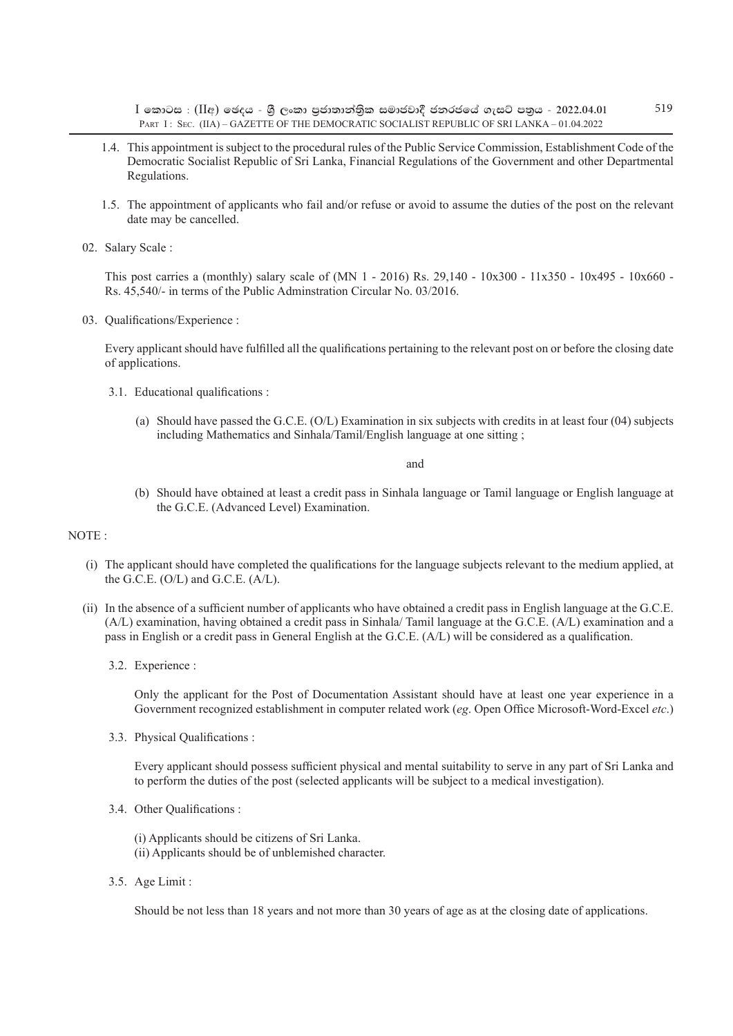1.4. This appointment is subject to the procedural rules of the Public Service Commission, Establishment Code of the Democratic Socialist Republic of Sri Lanka, Financial Regulations of the Government and other Departmental Regulations.

1.5. The appointment of applicants who fail and/or refuse or avoid to assume the duties of the post on the relevant date may be cancelled.

02. Salary Scale :

This post carries a (monthly) salary scale of (MN 1 - 2016) Rs. 29,140 - 10x300 - 11x350 - 10x495 - 10x660 - Rs. 45,540/- in terms of the Public Adminstration Circular No. 03/2016.

03. Qualifications/Experience :

Every applicant should have fulfilled all the qualifications pertaining to the relevant post on or before the closing date of applications.

3.1. Educational qualifications :

(a) Should have passed the G.C.E. (O/L) Examination in six subjects with credits in at least four (04) subjects including Mathematics and Sinhala/Tamil/English language at one sitting ;

and

(b) Should have obtained at least a credit pass in Sinhala language or Tamil language or English language at the G.C.E. (Advanced Level) Examination.

NOTE :

(i) The applicant should have completed the qualifications for the language subjects relevant to the medium applied, at the G.C.E. (O/L) and G.C.E. (A/L).

(ii) In the absence of a sufficient number of applicants who have obtained a credit pass in English language at the G.C.E. (A/L) examination, having obtained a credit pass in Sinhala/ Tamil language at the G.C.E. (A/L) examination and a pass in English or a credit pass in General English at the G.C.E. (A/L) will be considered as a qualification.

3.2. Experience :

Only the applicant for the Post of Documentation Assistant should have at least one year experience in a Government recognized establishment in computer related work (*eg*. Open Office Microsoft-Word-Excel *etc*.)

3.3. Physical Qualifications :

Every applicant should possess sufficient physical and mental suitability to serve in any part of Sri Lanka and to perform the duties of the post (selected applicants will be subject to a medical investigation).

3.4. Other Qualifications :

(i) Applicants should be citizens of Sri Lanka.
(ii) Applicants should be of unblemished character.

3.5. Age Limit :

Should be not less than 18 years and not more than 30 years of age as at the closing date of applications.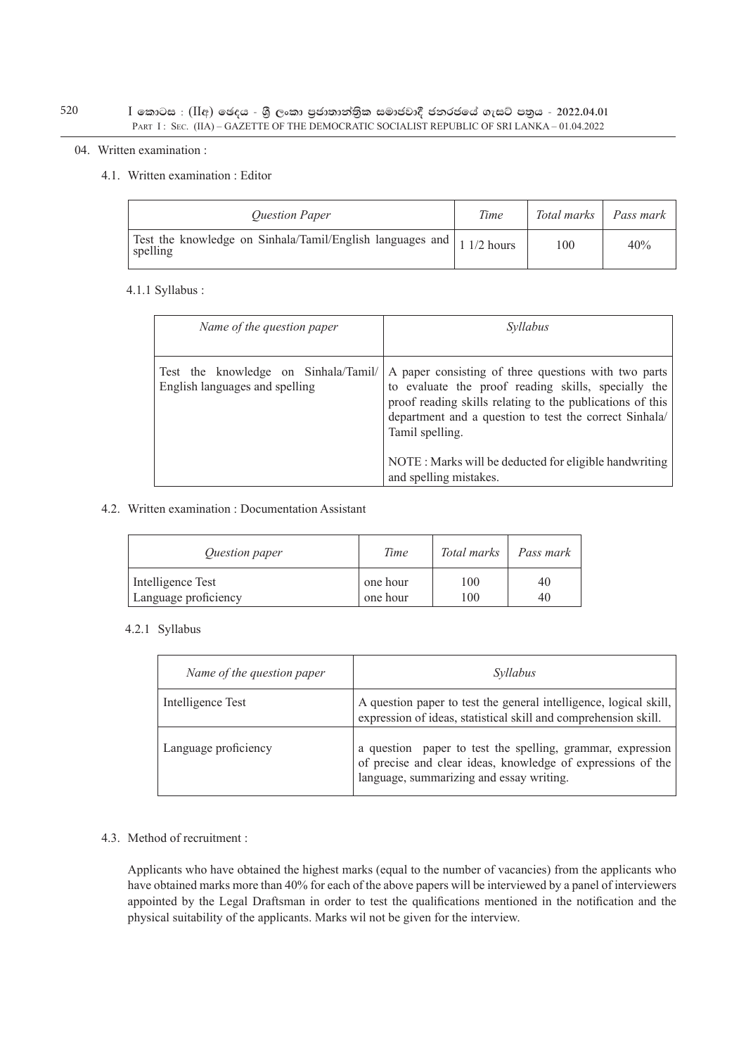04. Written examination :

4.1. Written examination : Editor

| *Question Paper* | *Time* | *Total marks* | *Pass mark* |
|---|---|---|---|
| Test the knowledge on Sinhala/Tamil/English languages and spelling | 1 1/2 hours | 100 | 40% |

4.1.1 Syllabus :

| *Name of the question paper* | *Syllabus* |
|---|---|
| Test the knowledge on Sinhala/Tamil/ English languages and spelling | A paper consisting of three questions with two parts to evaluate the proof reading skills, specially the proof reading skills relating to the publications of this department and a question to test the correct Sinhala/ Tamil spelling.<br><br>NOTE : Marks will be deducted for eligible handwriting and spelling mistakes. |

4.2. Written examination : Documentation Assistant

| *Question paper* | *Time* | *Total marks* | *Pass mark* |
|---|---|---|---|
| Intelligence Test | one hour | 100 | 40 |
| Language proficiency | one hour | 100 | 40 |

4.2.1 Syllabus

| *Name of the question paper* | *Syllabus* |
|---|---|
| Intelligence Test | A question paper to test the general intelligence, logical skill, expression of ideas, statistical skill and comprehension skill. |
| Language proficiency | a question paper to test the spelling, grammar, expression of precise and clear ideas, knowledge of expressions of the language, summarizing and essay writing. |

4.3. Method of recruitment :

Applicants who have obtained the highest marks (equal to the number of vacancies) from the applicants who have obtained marks more than 40% for each of the above papers will be interviewed by a panel of interviewers appointed by the Legal Draftsman in order to test the qualifications mentioned in the notification and the physical suitability of the applicants. Marks wil not be given for the interview.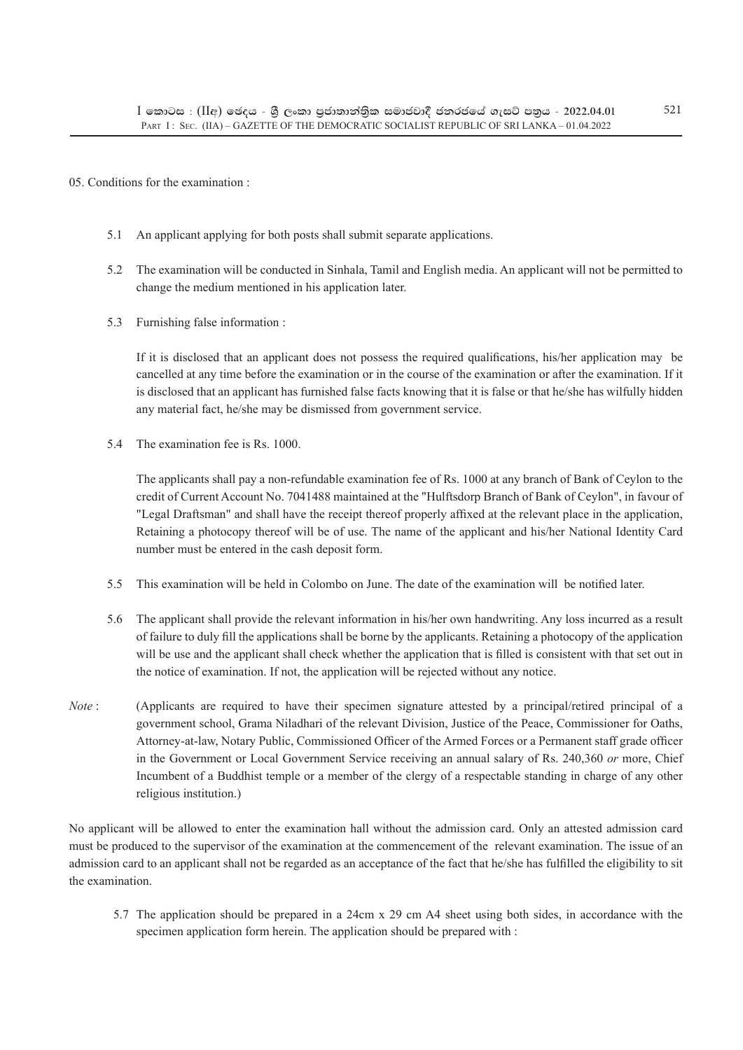05. Conditions for the examination :

5.1 An applicant applying for both posts shall submit separate applications.

5.2 The examination will be conducted in Sinhala, Tamil and English media. An applicant will not be permitted to change the medium mentioned in his application later.

5.3 Furnishing false information :

If it is disclosed that an applicant does not possess the required qualifications, his/her application may be cancelled at any time before the examination or in the course of the examination or after the examination. If it is disclosed that an applicant has furnished false facts knowing that it is false or that he/she has wilfully hidden any material fact, he/she may be dismissed from government service.

5.4 The examination fee is Rs. 1000.

The applicants shall pay a non-refundable examination fee of Rs. 1000 at any branch of Bank of Ceylon to the credit of Current Account No. 7041488 maintained at the "Hulftsdorp Branch of Bank of Ceylon", in favour of "Legal Draftsman" and shall have the receipt thereof properly affixed at the relevant place in the application, Retaining a photocopy thereof will be of use. The name of the applicant and his/her National Identity Card number must be entered in the cash deposit form.

5.5 This examination will be held in Colombo on June. The date of the examination will be notified later.

5.6 The applicant shall provide the relevant information in his/her own handwriting. Any loss incurred as a result of failure to duly fill the applications shall be borne by the applicants. Retaining a photocopy of the application will be use and the applicant shall check whether the application that is filled is consistent with that set out in the notice of examination. If not, the application will be rejected without any notice.

*Note* : (Applicants are required to have their specimen signature attested by a principal/retired principal of a government school, Grama Niladhari of the relevant Division, Justice of the Peace, Commissioner for Oaths, Attorney-at-law, Notary Public, Commissioned Officer of the Armed Forces or a Permanent staff grade officer in the Government or Local Government Service receiving an annual salary of Rs. 240,360 *or* more, Chief Incumbent of a Buddhist temple or a member of the clergy of a respectable standing in charge of any other religious institution.)

No applicant will be allowed to enter the examination hall without the admission card. Only an attested admission card must be produced to the supervisor of the examination at the commencement of the relevant examination. The issue of an admission card to an applicant shall not be regarded as an acceptance of the fact that he/she has fulfilled the eligibility to sit the examination.

5.7 The application should be prepared in a 24cm x 29 cm A4 sheet using both sides, in accordance with the specimen application form herein. The application should be prepared with :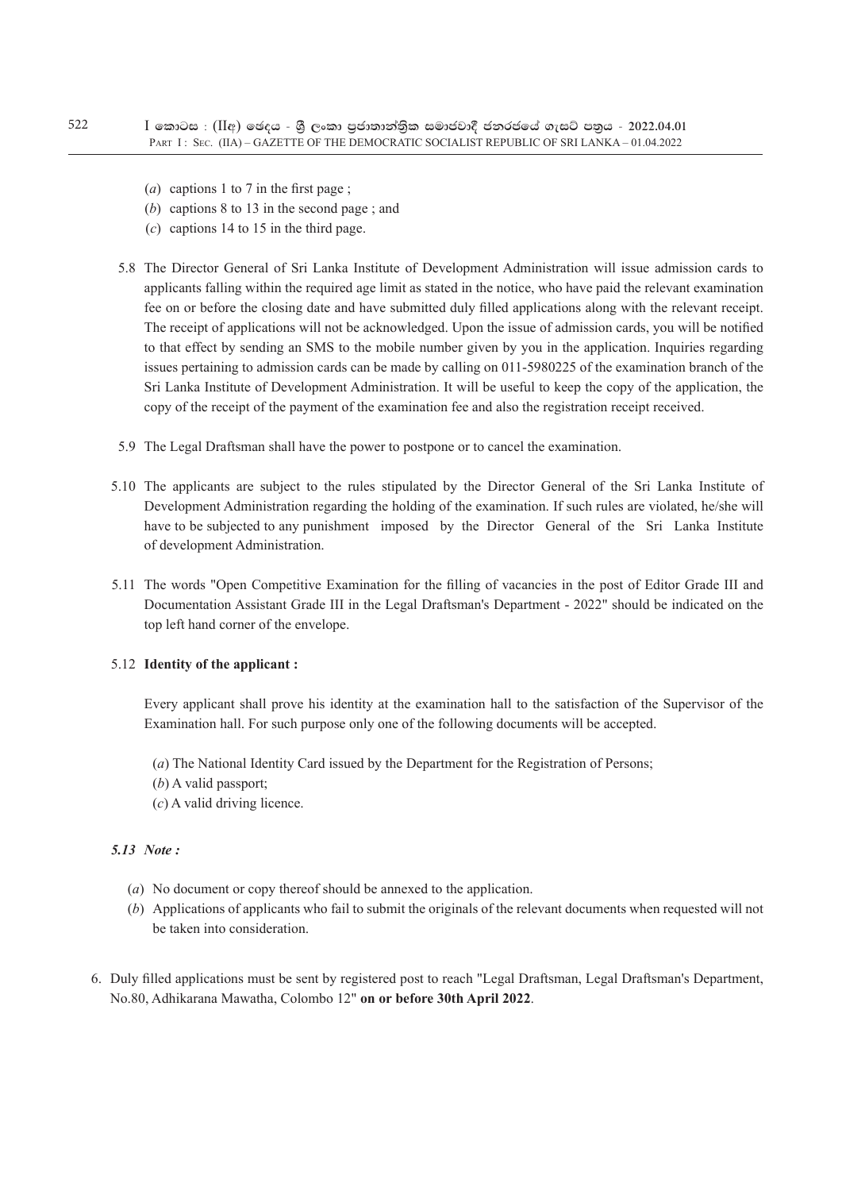(*a*) captions 1 to 7 in the first page ;
(*b*) captions 8 to 13 in the second page ; and
(*c*) captions 14 to 15 in the third page.

5.8 The Director General of Sri Lanka Institute of Development Administration will issue admission cards to applicants falling within the required age limit as stated in the notice, who have paid the relevant examination fee on or before the closing date and have submitted duly filled applications along with the relevant receipt. The receipt of applications will not be acknowledged. Upon the issue of admission cards, you will be notified to that effect by sending an SMS to the mobile number given by you in the application. Inquiries regarding issues pertaining to admission cards can be made by calling on 011-5980225 of the examination branch of the Sri Lanka Institute of Development Administration. It will be useful to keep the copy of the application, the copy of the receipt of the payment of the examination fee and also the registration receipt received.

5.9 The Legal Draftsman shall have the power to postpone or to cancel the examination.

5.10 The applicants are subject to the rules stipulated by the Director General of the Sri Lanka Institute of Development Administration regarding the holding of the examination. If such rules are violated, he/she will have to be subjected to any punishment imposed by the Director General of the Sri Lanka Institute of development Administration.

5.11 The words "Open Competitive Examination for the filling of vacancies in the post of Editor Grade III and Documentation Assistant Grade III in the Legal Draftsman's Department - 2022" should be indicated on the top left hand corner of the envelope.

5.12 **Identity of the applicant :**

Every applicant shall prove his identity at the examination hall to the satisfaction of the Supervisor of the Examination hall. For such purpose only one of the following documents will be accepted.

(*a*) The National Identity Card issued by the Department for the Registration of Persons;
(*b*) A valid passport;
(*c*) A valid driving licence.

***5.13 Note :***

(*a*) No document or copy thereof should be annexed to the application.
(*b*) Applications of applicants who fail to submit the originals of the relevant documents when requested will not be taken into consideration.

6. Duly filled applications must be sent by registered post to reach "Legal Draftsman, Legal Draftsman's Department, No.80, Adhikarana Mawatha, Colombo 12" **on or before 30th April 2022**.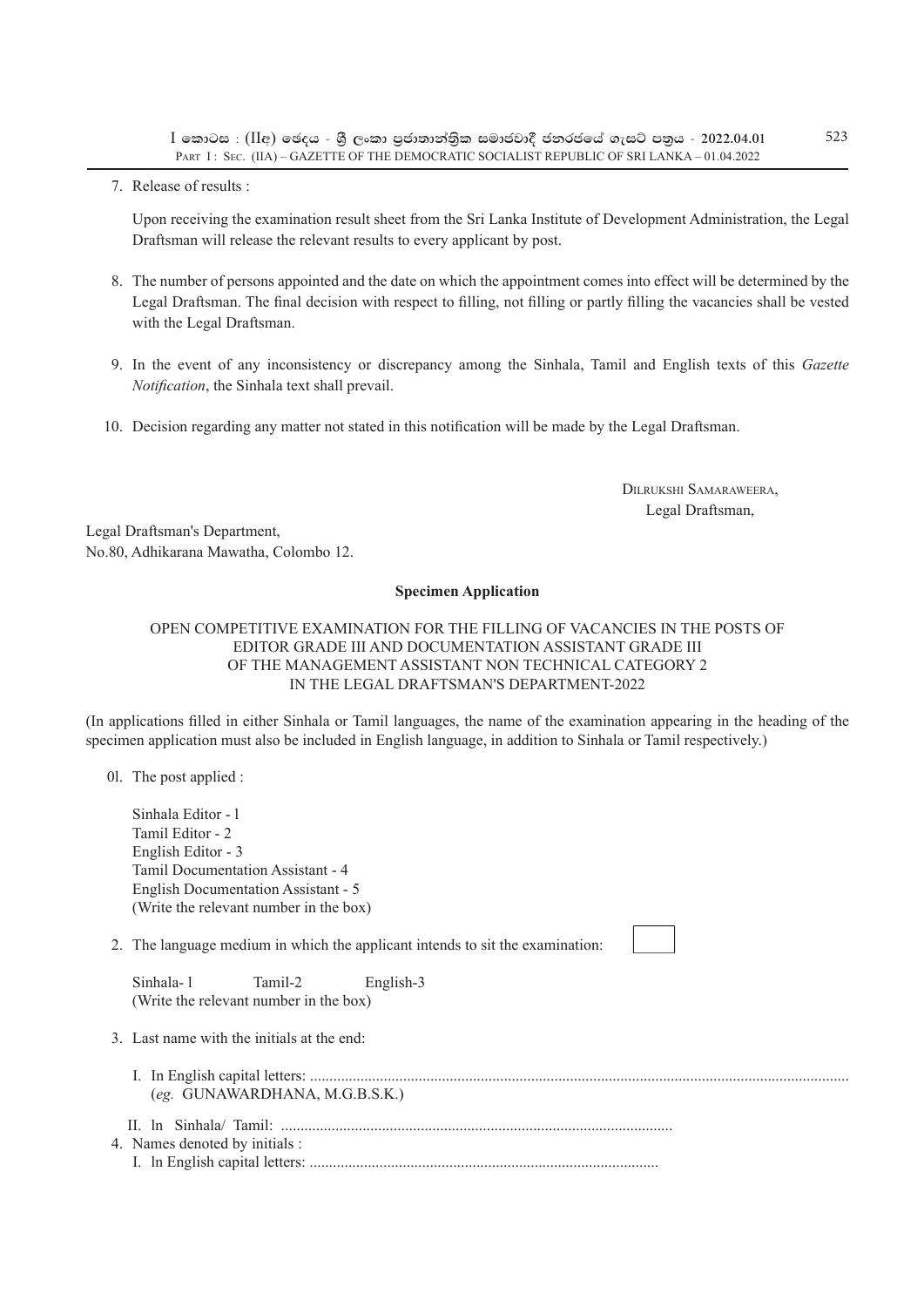7. Release of results :

   Upon receiving the examination result sheet from the Sri Lanka Institute of Development Administration, the Legal Draftsman will release the relevant results to every applicant by post.

8. The number of persons appointed and the date on which the appointment comes into effect will be determined by the Legal Draftsman. The final decision with respect to filling, not filling or partly filling the vacancies shall be vested with the Legal Draftsman.

9. In the event of any inconsistency or discrepancy among the Sinhala, Tamil and English texts of this *Gazette Notification*, the Sinhala text shall prevail.

10. Decision regarding any matter not stated in this notification will be made by the Legal Draftsman.

DILRUKSHI SAMARAWEERA,
Legal Draftsman,

Legal Draftsman's Department,
No.80, Adhikarana Mawatha, Colombo 12.

**Specimen Application**

OPEN COMPETITIVE EXAMINATION FOR THE FILLING OF VACANCIES IN THE POSTS OF EDITOR GRADE III AND DOCUMENTATION ASSISTANT GRADE III OF THE MANAGEMENT ASSISTANT NON TECHNICAL CATEGORY 2 IN THE LEGAL DRAFTSMAN'S DEPARTMENT-2022

(In applications filled in either Sinhala or Tamil languages, the name of the examination appearing in the heading of the specimen application must also be included in English language, in addition to Sinhala or Tamil respectively.)

0l. The post applied :

   Sinhala Editor - l
   Tamil Editor - 2
   English Editor - 3
   Tamil Documentation Assistant - 4
   English Documentation Assistant - 5
   (Write the relevant number in the box)

2. The language medium in which the applicant intends to sit the examination: [ ]

   Sinhala- l Tamil-2 English-3
   (Write the relevant number in the box)

3. Last name with the initials at the end:

   I. In English capital letters: .........................................................................................................................................
   (*eg.* GUNAWARDHANA, M.G.B.S.K.)

   II. ln Sinhala/ Tamil: ....................................................................................................

4. Names denoted by initials :
   I. ln English capital letters: .........................................................................................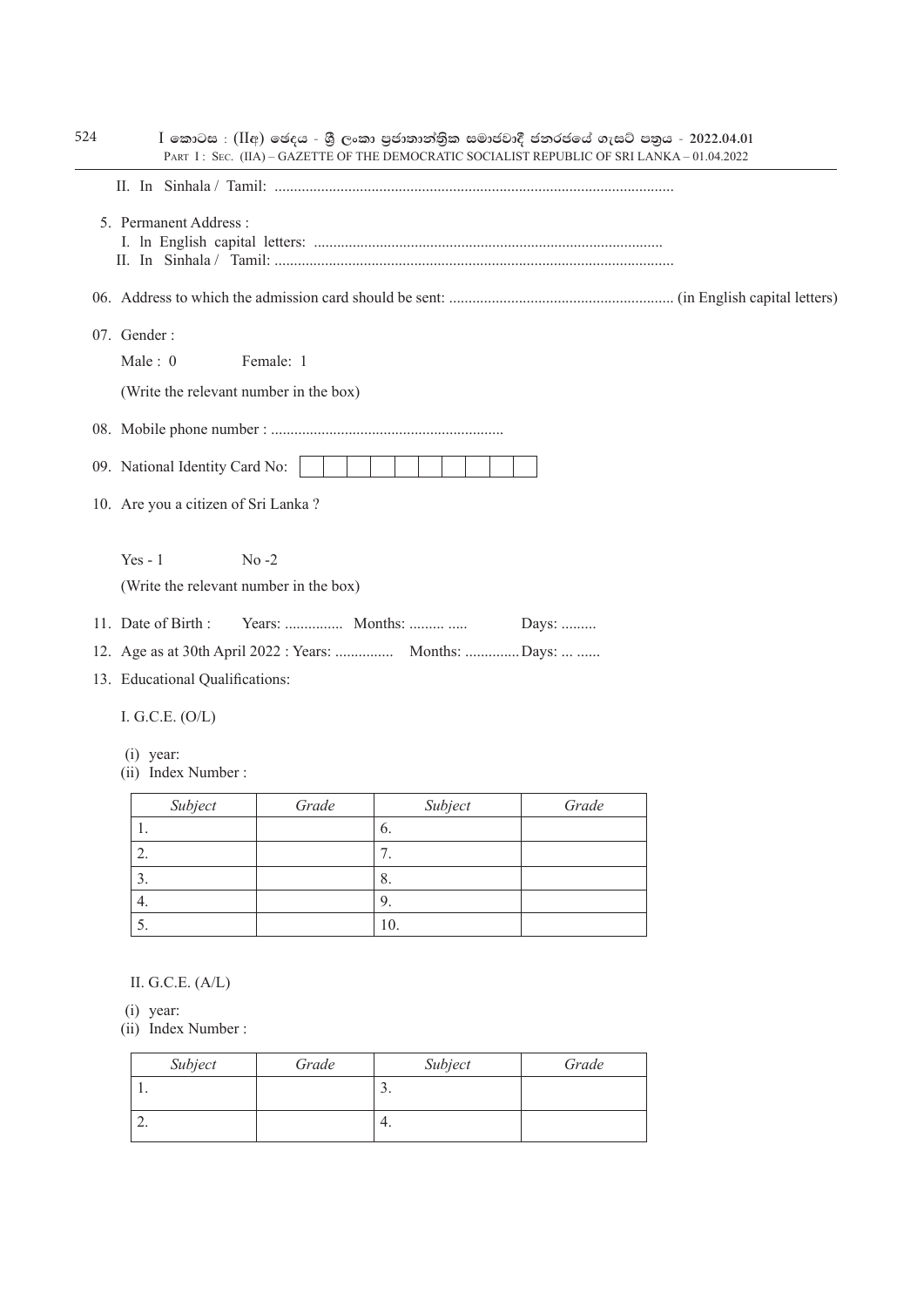II. In Sinhala / Tamil: .......................................................................................................

5. Permanent Address :
I. ln English capital letters: .........................................................................................
II. In Sinhala / Tamil: .......................................................................................................

06. Address to which the admission card should be sent: .......................................................... (in English capital letters)

07. Gender :

Male : 0 Female: 1

(Write the relevant number in the box)

08. Mobile phone number : ............................................................

09. National Identity Card No: | | | | | | | | | | | | |

10. Are you a citizen of Sri Lanka ?

Yes - 1 No -2

(Write the relevant number in the box)

11. Date of Birth : Years: ............... Months: ......... ..... Days: .........

12. Age as at 30th April 2022 : Years: ............... Months: ..............Days: ... ......

13. Educational Qualifications:

I. G.C.E. (O/L)

(i) year:
(ii) Index Number :

| *Subject* | *Grade* | *Subject* | *Grade* |
|---|---|---|---|
| 1. | | 6. | |
| 2. | | 7. | |
| 3. | | 8. | |
| 4. | | 9. | |
| 5. | | 10. | |

II. G.C.E. (A/L)

(i) year:
(ii) Index Number :

| *Subject* | *Grade* | *Subject* | *Grade* |
|---|---|---|---|
| 1. | | 3. | |
| 2. | | 4. | |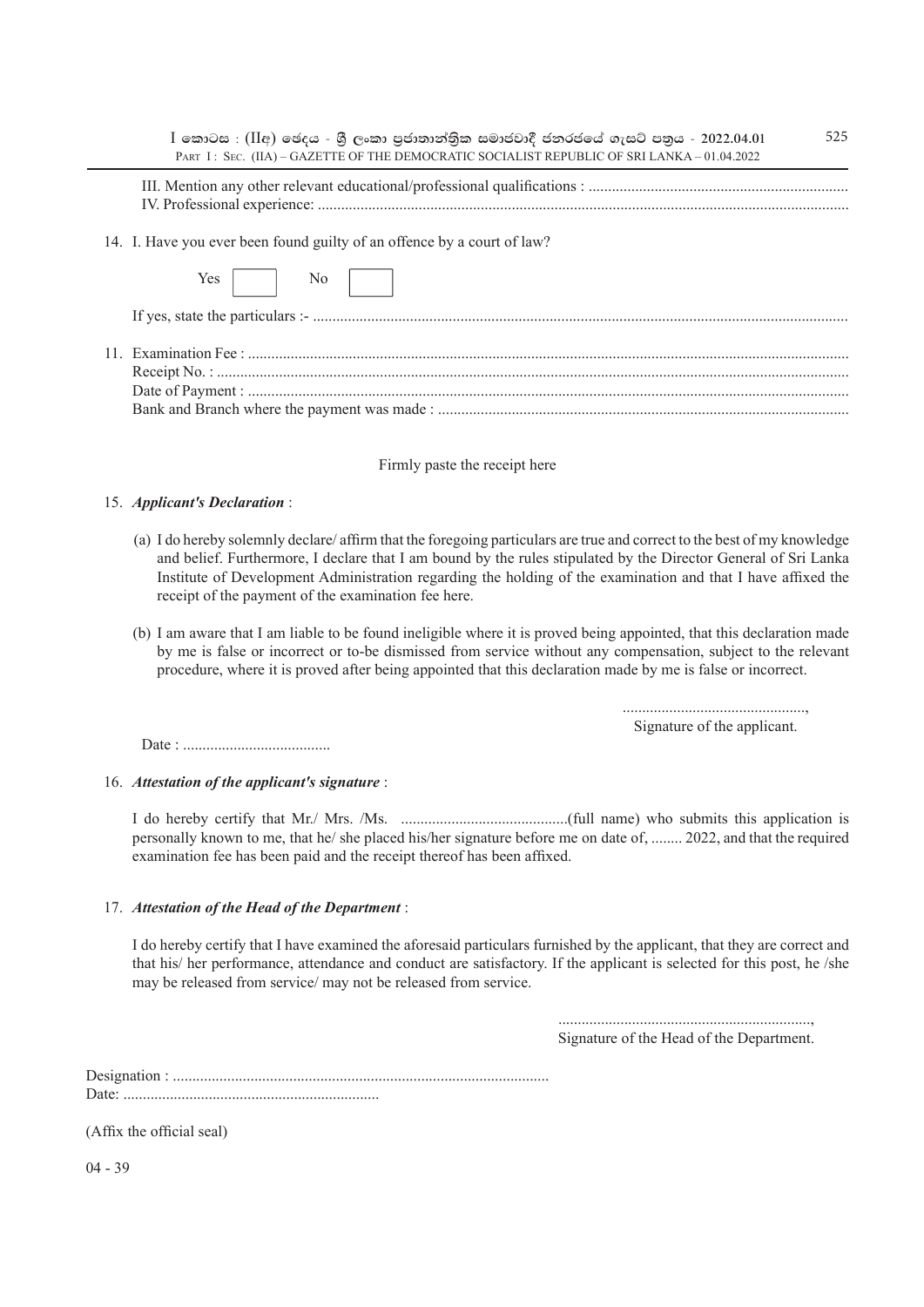III. Mention any other relevant educational/professional qualifications : ..................................................................
IV. Professional experience: ........................................................................................................................................

14. I. Have you ever been found guilty of an offence by a court of law?

Yes ☐ No ☐

If yes, state the particulars :- ........................................................................................................................................

11. Examination Fee : ........................................................................................................................................
Receipt No. : ........................................................................................................................................
Date of Payment : ........................................................................................................................................
Bank and Branch where the payment was made : .........................................................................................................

Firmly paste the receipt here

15. ***Applicant's Declaration*** :

(a) I do hereby solemnly declare/ affirm that the foregoing particulars are true and correct to the best of my knowledge and belief. Furthermore, I declare that I am bound by the rules stipulated by the Director General of Sri Lanka Institute of Development Administration regarding the holding of the examination and that I have affixed the receipt of the payment of the examination fee here.

(b) I am aware that I am liable to be found ineligible where it is proved being appointed, that this declaration made by me is false or incorrect or to-be dismissed from service without any compensation, subject to the relevant procedure, where it is proved after being appointed that this declaration made by me is false or incorrect.

..............................................,
Signature of the applicant.

Date : ......................................

16. ***Attestation of the applicant's signature*** :

I do hereby certify that Mr./ Mrs. /Ms. ...........................................(full name) who submits this application is personally known to me, that he/ she placed his/her signature before me on date of, ........ 2022, and that the required examination fee has been paid and the receipt thereof has been affixed.

17. ***Attestation of the Head of the Department*** :

I do hereby certify that I have examined the aforesaid particulars furnished by the applicant, that they are correct and that his/ her performance, attendance and conduct are satisfactory. If the applicant is selected for this post, he /she may be released from service/ may not be released from service.

.................................................................,
Signature of the Head of the Department.

Designation : ................................................................................................
Date: .................................................................

(Affix the official seal)

04 - 39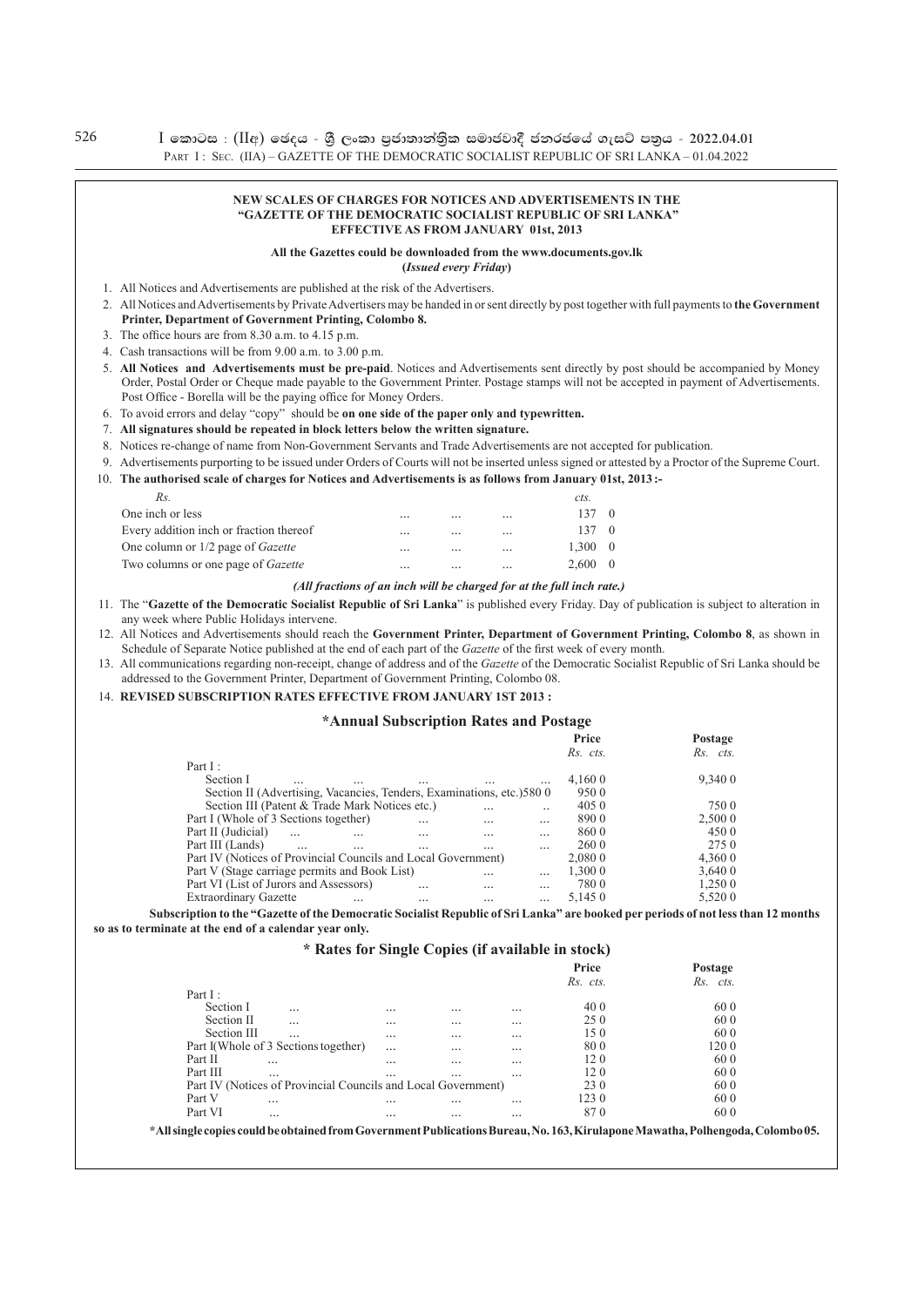**NEW SCALES OF CHARGES FOR NOTICES AND ADVERTISEMENTS IN THE "GAZETTE OF THE DEMOCRATIC SOCIALIST REPUBLIC OF SRI LANKA" EFFECTIVE AS FROM JANUARY 01st, 2013**

**All the Gazettes could be downloaded from the www.documents.gov.lk**
**(*Issued every Friday*)**

1. All Notices and Advertisements are published at the risk of the Advertisers.
2. All Notices and Advertisements by Private Advertisers may be handed in or sent directly by post together with full payments to **the Government Printer, Department of Government Printing, Colombo 8.**
3. The office hours are from 8.30 a.m. to 4.15 p.m.
4. Cash transactions will be from 9.00 a.m. to 3.00 p.m.
5. **All Notices and Advertisements must be pre-paid**. Notices and Advertisements sent directly by post should be accompanied by Money Order, Postal Order or Cheque made payable to the Government Printer. Postage stamps will not be accepted in payment of Advertisements. Post Office - Borella will be the paying office for Money Orders.
6. To avoid errors and delay "copy" should be **on one side of the paper only and typewritten.**
7. **All signatures should be repeated in block letters below the written signature.**
8. Notices re-change of name from Non-Government Servants and Trade Advertisements are not accepted for publication.
9. Advertisements purporting to be issued under Orders of Courts will not be inserted unless signed or attested by a Proctor of the Supreme Court.
10. **The authorised scale of charges for Notices and Advertisements is as follows from January 01st, 2013 :-**

| Rs. | cts. |
|---|---|
| One inch or less ... ... ... | 137 0 |
| Every addition inch or fraction thereof ... ... ... | 137 0 |
| One column or 1/2 page of *Gazette* ... ... ... | 1,300 0 |
| Two columns or one page of *Gazette* ... ... ... | 2,600 0 |

***(All fractions of an inch will be charged for at the full inch rate.)***

11. The "**Gazette of the Democratic Socialist Republic of Sri Lanka**" is published every Friday. Day of publication is subject to alteration in any week where Public Holidays intervene.
12. All Notices and Advertisements should reach the **Government Printer, Department of Government Printing, Colombo 8**, as shown in Schedule of Separate Notice published at the end of each part of the *Gazette* of the first week of every month.
13. All communications regarding non-receipt, change of address and of the *Gazette* of the Democratic Socialist Republic of Sri Lanka should be addressed to the Government Printer, Department of Government Printing, Colombo 08.
14. **REVISED SUBSCRIPTION RATES EFFECTIVE FROM JANUARY 1ST 2013 :**

### \*Annual Subscription Rates and Postage

| | Price Rs. cts. | Postage Rs. cts. |
|---|---|---|
| Part I : | | |
| Section I ... ... ... ... ... | 4,160 0 | 9,340 0 |
| Section II (Advertising, Vacancies, Tenders, Examinations, etc.) | 580 0 | 950 0 |
| Section III (Patent & Trade Mark Notices etc.) ... .. | 405 0 | 750 0 |
| Part I (Whole of 3 Sections together) ... ... ... | 890 0 | 2,500 0 |
| Part II (Judicial) ... ... ... ... ... | 860 0 | 450 0 |
| Part III (Lands) ... ... ... ... ... | 260 0 | 275 0 |
| Part IV (Notices of Provincial Councils and Local Government) | 2,080 0 | 4,360 0 |
| Part V (Stage carriage permits and Book List) ... ... | 1,300 0 | 3,640 0 |
| Part VI (List of Jurors and Assessors) ... ... ... | 780 0 | 1,250 0 |
| Extraordinary Gazette ... ... ... ... | 5,145 0 | 5,520 0 |

**Subscription to the "Gazette of the Democratic Socialist Republic of Sri Lanka" are booked per periods of not less than 12 months so as to terminate at the end of a calendar year only.**

### \* Rates for Single Copies (if available in stock)

| | Price Rs. cts. | Postage Rs. cts. |
|---|---|---|
| Part I : | | |
| Section I ... ... ... ... | 40 0 | 60 0 |
| Section II ... ... ... ... | 25 0 | 60 0 |
| Section III ... ... ... ... | 15 0 | 60 0 |
| Part I(Whole of 3 Sections together) ... ... ... | 80 0 | 120 0 |
| Part II ... ... ... ... | 12 0 | 60 0 |
| Part III ... ... ... ... | 12 0 | 60 0 |
| Part IV (Notices of Provincial Councils and Local Government) | 23 0 | 60 0 |
| Part V ... ... ... ... | 123 0 | 60 0 |
| Part VI ... ... ... ... | 87 0 | 60 0 |

**\*All single copies could be obtained from Government Publications Bureau, No. 163, Kirulapone Mawatha, Polhengoda, Colombo 05.**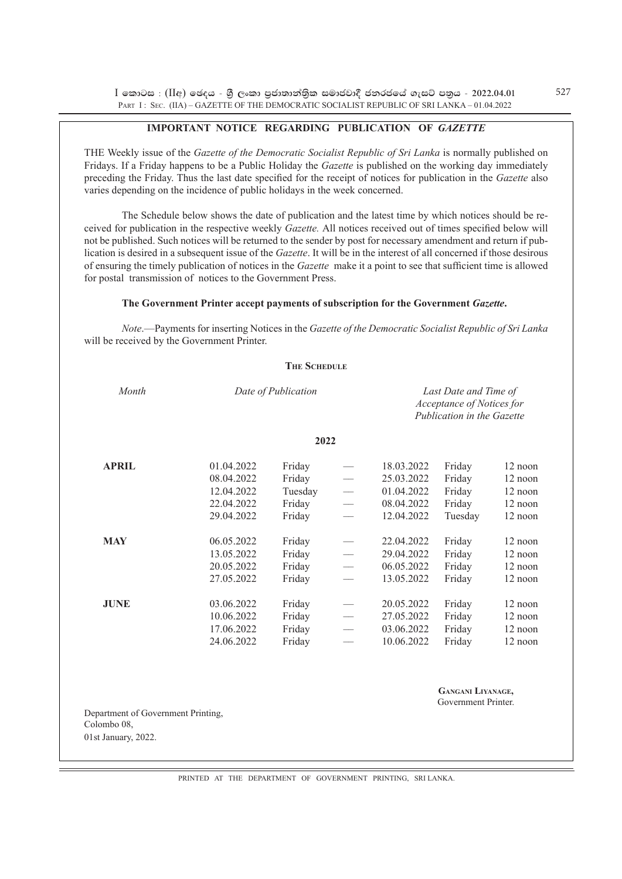## IMPORTANT NOTICE REGARDING PUBLICATION OF *GAZETTE*

THE Weekly issue of the *Gazette of the Democratic Socialist Republic of Sri Lanka* is normally published on Fridays. If a Friday happens to be a Public Holiday the *Gazette* is published on the working day immediately preceding the Friday. Thus the last date specified for the receipt of notices for publication in the *Gazette* also varies depending on the incidence of public holidays in the week concerned.

The Schedule below shows the date of publication and the latest time by which notices should be received for publication in the respective weekly *Gazette.* All notices received out of times specified below will not be published. Such notices will be returned to the sender by post for necessary amendment and return if publication is desired in a subsequent issue of the *Gazette*. It will be in the interest of all concerned if those desirous of ensuring the timely publication of notices in the *Gazette* make it a point to see that sufficient time is allowed for postal transmission of notices to the Government Press.

**The Government Printer accept payments of subscription for the Government *Gazette*.**

*Note*.—Payments for inserting Notices in the *Gazette of the Democratic Socialist Republic of Sri Lanka* will be received by the Government Printer.

### The Schedule

| *Month* | *Date of Publication* | | | *Last Date and Time of Acceptance of Notices for Publication in the Gazette* | | |
|---|---|---|---|---|---|---|
| | | | **2022** | | | |
| **APRIL** | 01.04.2022 | Friday | — | 18.03.2022 | Friday | 12 noon |
| | 08.04.2022 | Friday | — | 25.03.2022 | Friday | 12 noon |
| | 12.04.2022 | Tuesday | — | 01.04.2022 | Friday | 12 noon |
| | 22.04.2022 | Friday | — | 08.04.2022 | Friday | 12 noon |
| | 29.04.2022 | Friday | — | 12.04.2022 | Tuesday | 12 noon |
| **MAY** | 06.05.2022 | Friday | — | 22.04.2022 | Friday | 12 noon |
| | 13.05.2022 | Friday | — | 29.04.2022 | Friday | 12 noon |
| | 20.05.2022 | Friday | — | 06.05.2022 | Friday | 12 noon |
| | 27.05.2022 | Friday | — | 13.05.2022 | Friday | 12 noon |
| **JUNE** | 03.06.2022 | Friday | — | 20.05.2022 | Friday | 12 noon |
| | 10.06.2022 | Friday | — | 27.05.2022 | Friday | 12 noon |
| | 17.06.2022 | Friday | — | 03.06.2022 | Friday | 12 noon |
| | 24.06.2022 | Friday | — | 10.06.2022 | Friday | 12 noon |

**Gangani Liyanage,**
Government Printer.

Department of Government Printing,
Colombo 08,
01st January, 2022.

PRINTED AT THE DEPARTMENT OF GOVERNMENT PRINTING, SRI LANKA.